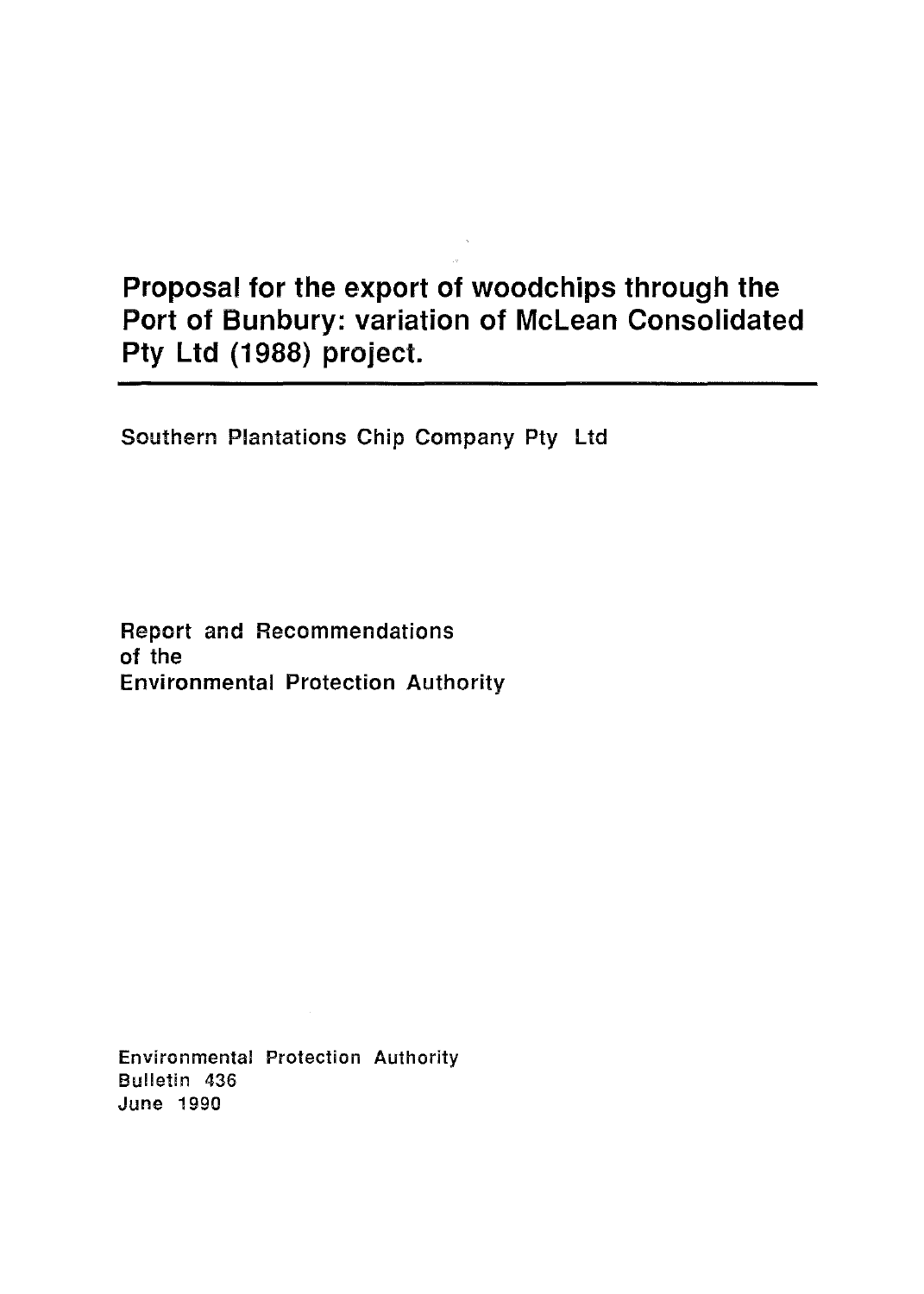# Proposal for the export of woodchips through the Port of Bunbury: variation of McLean Consolidated Pty Ltd (1988) project.

Southern Plantations Chip Company Pty Ltd

Report and Recommendations
of the
Environmental Protection Authority

Environmental Protection Authority
Bulletin 436
June 1990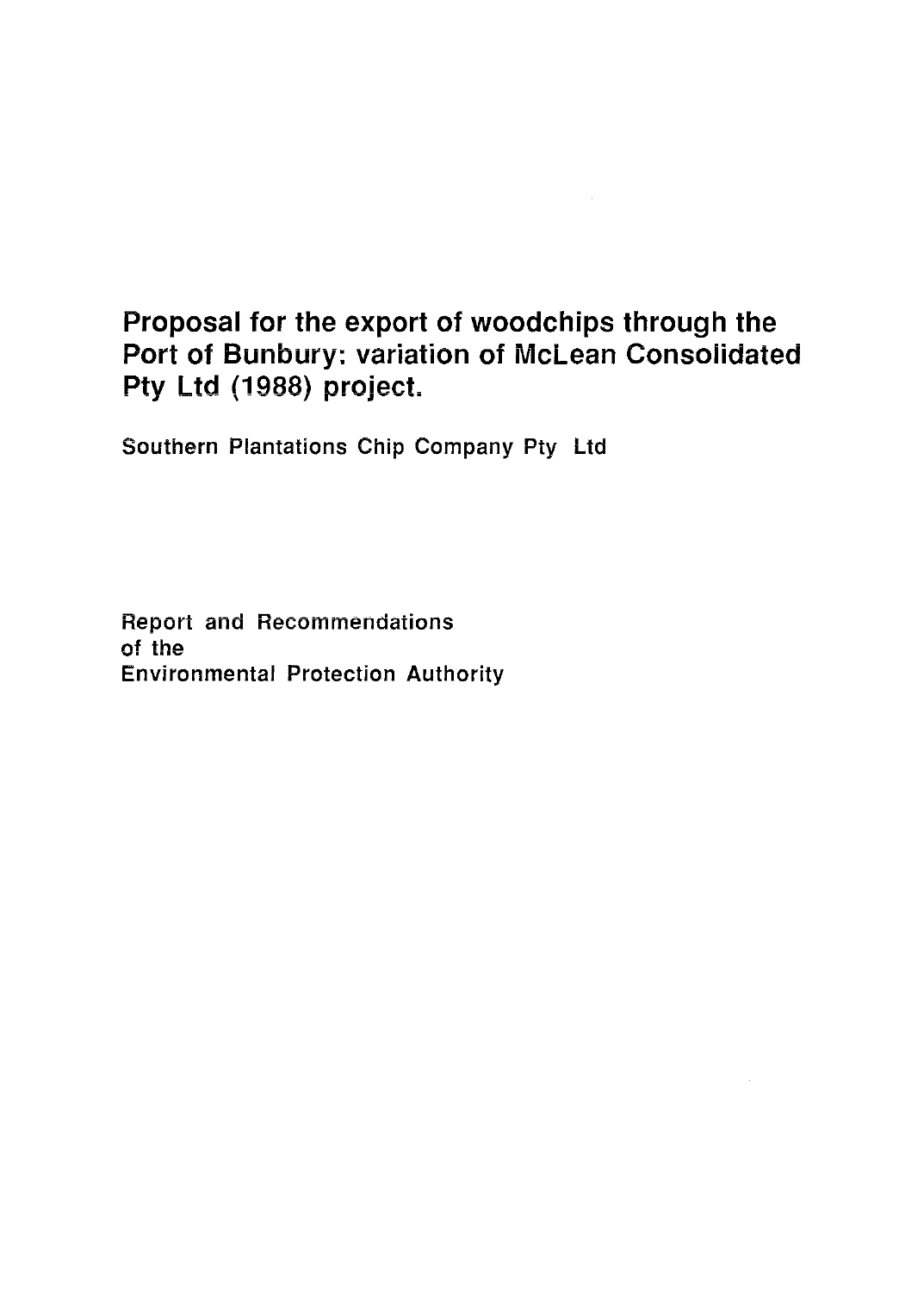# Proposal for the export of woodchips through the Port of Bunbury: variation of McLean Consolidated Pty Ltd (1988) project.

Southern Plantations Chip Company Pty Ltd

Report and Recommendations
of the
Environmental Protection Authority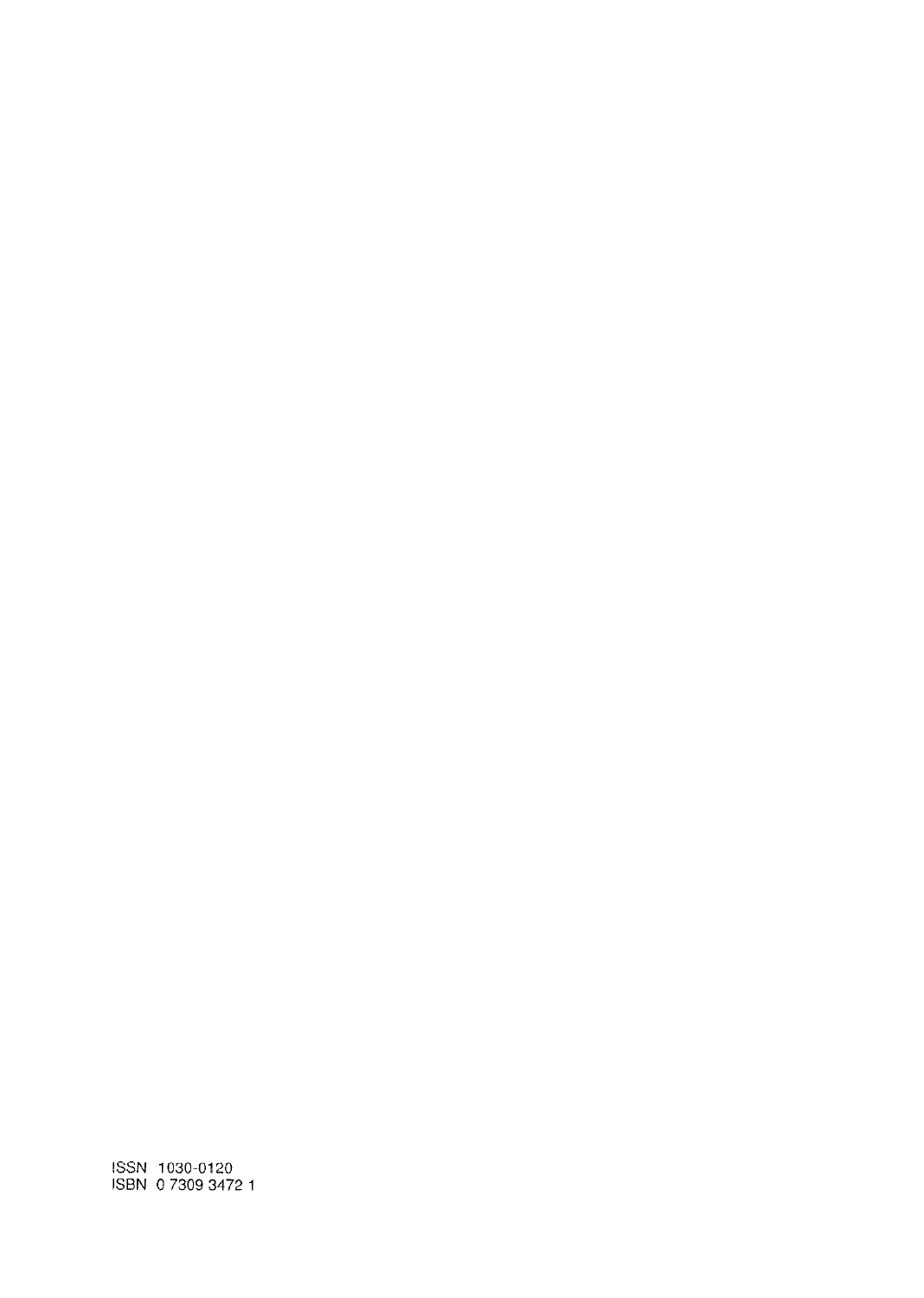ISSN 1030-0120
ISBN 0 7309 3472 1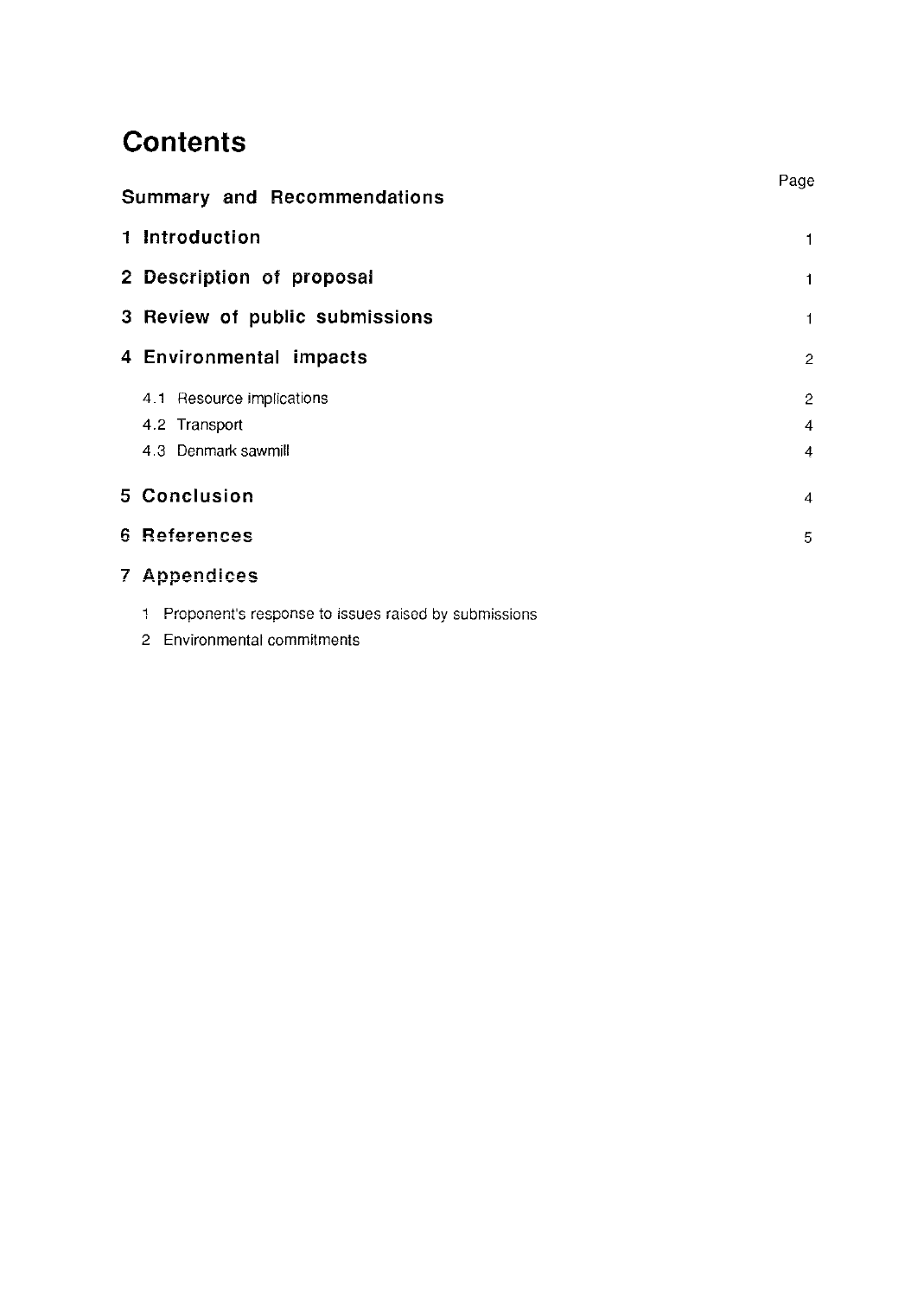# Contents

| | Page |
|---|---|
| **Summary and Recommendations** | |
| **1 Introduction** | 1 |
| **2 Description of proposal** | 1 |
| **3 Review of public submissions** | 1 |
| **4 Environmental impacts** | 2 |
| 4.1 Resource implications | 2 |
| 4.2 Transport | 4 |
| 4.3 Denmark sawmill | 4 |
| **5 Conclusion** | 4 |
| **6 References** | 5 |
| **7 Appendices** | |
| 1 Proponent's response to issues raised by submissions | |
| 2 Environmental commitments | |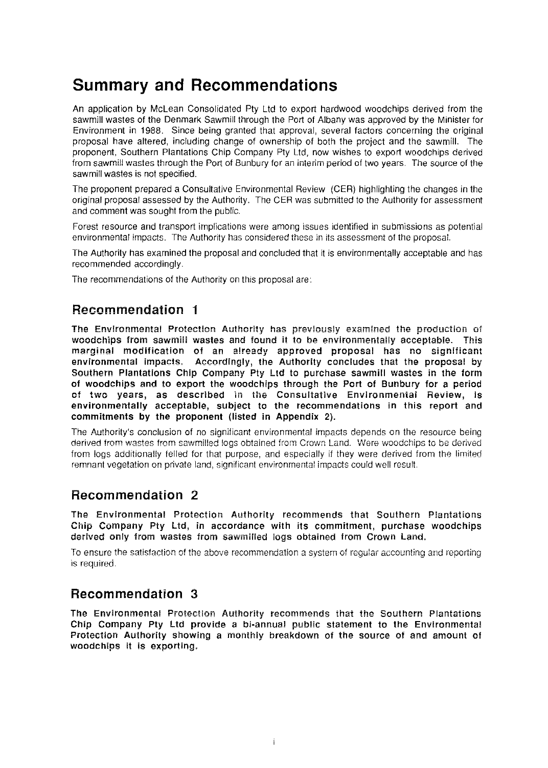# Summary and Recommendations

An application by McLean Consolidated Pty Ltd to export hardwood woodchips derived from the sawmill wastes of the Denmark Sawmill through the Port of Albany was approved by the Minister for Environment in 1988. Since being granted that approval, several factors concerning the original proposal have altered, including change of ownership of both the project and the sawmill. The proponent, Southern Plantations Chip Company Pty Ltd, now wishes to export woodchips derived from sawmill wastes through the Port of Bunbury for an interim period of two years. The source of the sawmill wastes is not specified.

The proponent prepared a Consultative Environmental Review (CER) highlighting the changes in the original proposal assessed by the Authority. The CER was submitted to the Authority for assessment and comment was sought from the public.

Forest resource and transport implications were among issues identified in submissions as potential environmental impacts. The Authority has considered these in its assessment of the proposal.

The Authority has examined the proposal and concluded that it is environmentally acceptable and has recommended accordingly.

The recommendations of the Authority on this proposal are:

## Recommendation 1

**The Environmental Protection Authority has previously examined the production of woodchips from sawmill wastes and found it to be environmentally acceptable. This marginal modification of an already approved proposal has no significant environmental impacts. Accordingly, the Authority concludes that the proposal by Southern Plantations Chip Company Pty Ltd to purchase sawmill wastes in the form of woodchips and to export the woodchips through the Port of Bunbury for a period of two years, as described in the Consultative Environmental Review, is environmentally acceptable, subject to the recommendations in this report and commitments by the proponent (listed in Appendix 2).**

The Authority's conclusion of no significant environmental impacts depends on the resource being derived from wastes from sawmilled logs obtained from Crown Land. Were woodchips to be derived from logs additionally felled for that purpose, and especially if they were derived from the limited remnant vegetation on private land, significant environmental impacts could well result.

## Recommendation 2

**The Environmental Protection Authority recommends that Southern Plantations Chip Company Pty Ltd, in accordance with its commitment, purchase woodchips derived only from wastes from sawmilled logs obtained from Crown Land.**

To ensure the satisfaction of the above recommendation a system of regular accounting and reporting is required.

## Recommendation 3

**The Environmental Protection Authority recommends that the Southern Plantations Chip Company Pty Ltd provide a bi-annual public statement to the Environmental Protection Authority showing a monthly breakdown of the source of and amount of woodchips it is exporting.**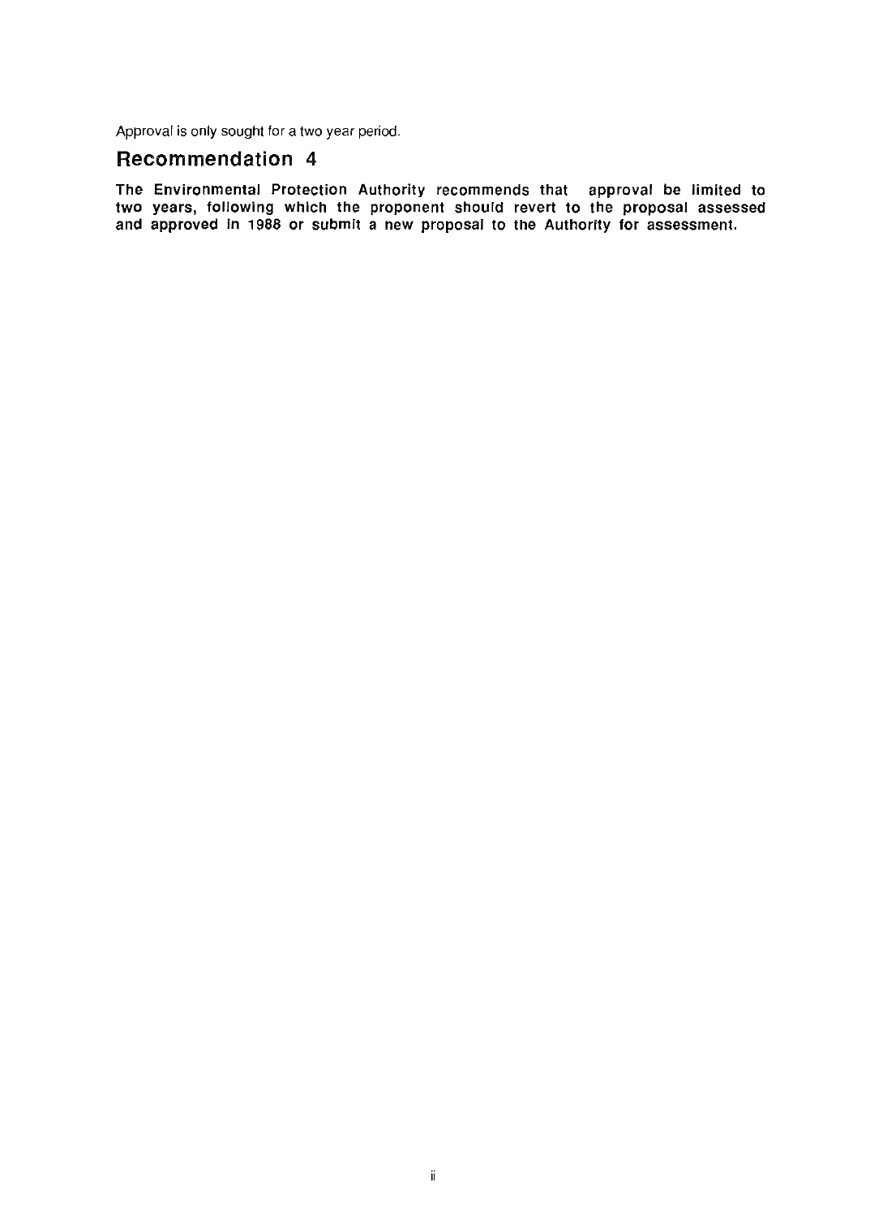Approval is only sought for a two year period.

## Recommendation 4

**The Environmental Protection Authority recommends that approval be limited to two years, following which the proponent should revert to the proposal assessed and approved in 1988 or submit a new proposal to the Authority for assessment.**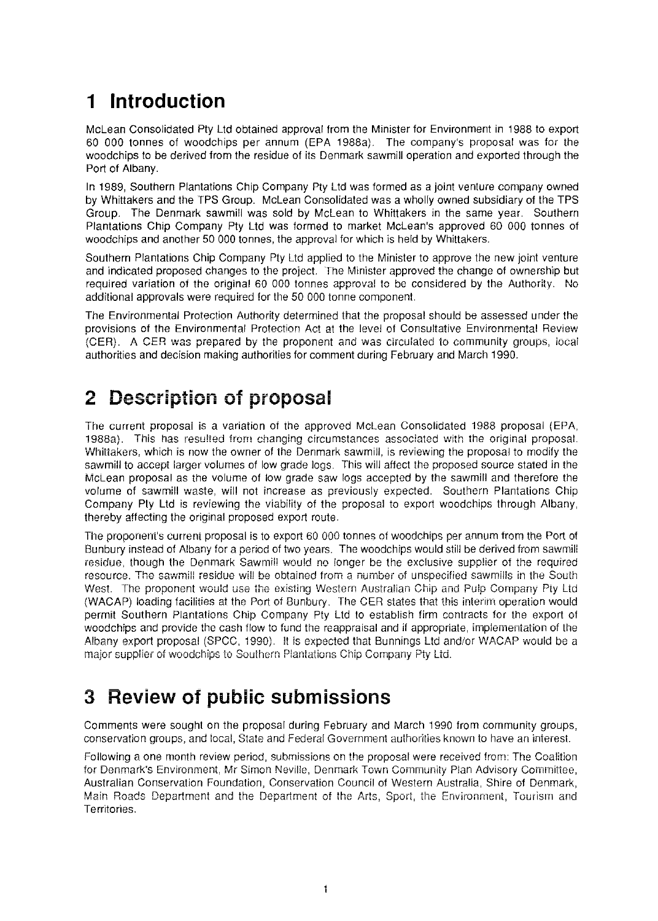# 1 Introduction

McLean Consolidated Pty Ltd obtained approval from the Minister for Environment in 1988 to export 60 000 tonnes of woodchips per annum (EPA 1988a). The company's proposal was for the woodchips to be derived from the residue of its Denmark sawmill operation and exported through the Port of Albany.

In 1989, Southern Plantations Chip Company Pty Ltd was formed as a joint venture company owned by Whittakers and the TPS Group. McLean Consolidated was a wholly owned subsidiary of the TPS Group. The Denmark sawmill was sold by McLean to Whittakers in the same year. Southern Plantations Chip Company Pty Ltd was formed to market McLean's approved 60 000 tonnes of woodchips and another 50 000 tonnes, the approval for which is held by Whittakers.

Southern Plantations Chip Company Pty Ltd applied to the Minister to approve the new joint venture and indicated proposed changes to the project. The Minister approved the change of ownership but required variation of the original 60 000 tonnes approval to be considered by the Authority. No additional approvals were required for the 50 000 tonne component.

The Environmental Protection Authority determined that the proposal should be assessed under the provisions of the Environmental Protection Act at the level of Consultative Environmental Review (CER). A CER was prepared by the proponent and was circulated to community groups, local authorities and decision making authorities for comment during February and March 1990.

# 2 Description of proposal

The current proposal is a variation of the approved McLean Consolidated 1988 proposal (EPA, 1988a). This has resulted from changing circumstances associated with the original proposal. Whittakers, which is now the owner of the Denmark sawmill, is reviewing the proposal to modify the sawmill to accept larger volumes of low grade logs. This will affect the proposed source stated in the McLean proposal as the volume of low grade saw logs accepted by the sawmill and therefore the volume of sawmill waste, will not increase as previously expected. Southern Plantations Chip Company Pty Ltd is reviewing the viability of the proposal to export woodchips through Albany, thereby affecting the original proposed export route.

The proponent's current proposal is to export 60 000 tonnes of woodchips per annum from the Port of Bunbury instead of Albany for a period of two years. The woodchips would still be derived from sawmill residue, though the Denmark Sawmill would no longer be the exclusive supplier of the required resource. The sawmill residue will be obtained from a number of unspecified sawmills in the South West. The proponent would use the existing Western Australian Chip and Pulp Company Pty Ltd (WACAP) loading facilities at the Port of Bunbury. The CER states that this interim operation would permit Southern Plantations Chip Company Pty Ltd to establish firm contracts for the export of woodchips and provide the cash flow to fund the reappraisal and if appropriate, implementation of the Albany export proposal (SPCC, 1990). It is expected that Bunnings Ltd and/or WACAP would be a major supplier of woodchips to Southern Plantations Chip Company Pty Ltd.

# 3 Review of public submissions

Comments were sought on the proposal during February and March 1990 from community groups, conservation groups, and local, State and Federal Government authorities known to have an interest.

Following a one month review period, submissions on the proposal were received from: The Coalition for Denmark's Environment, Mr Simon Neville, Denmark Town Community Plan Advisory Committee, Australian Conservation Foundation, Conservation Council of Western Australia, Shire of Denmark, Main Roads Department and the Department of the Arts, Sport, the Environment, Tourism and Territories.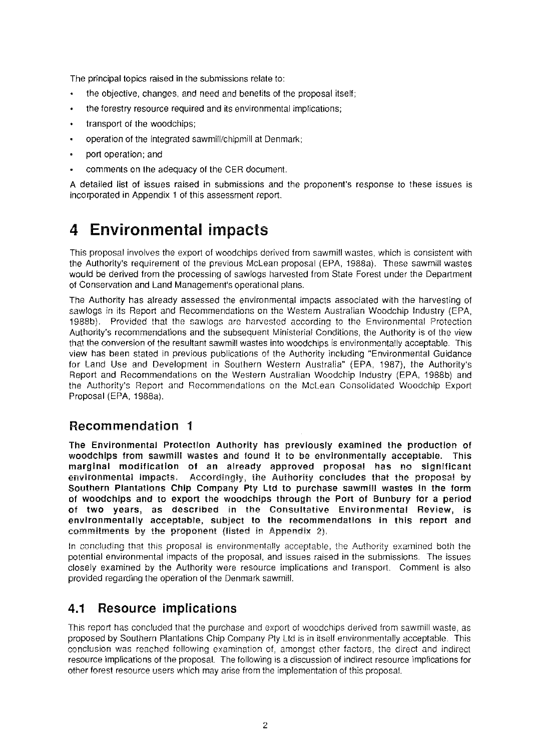The principal topics raised in the submissions relate to:

- the objective, changes, and need and benefits of the proposal itself;
- the forestry resource required and its environmental implications;
- transport of the woodchips;
- operation of the integrated sawmill/chipmill at Denmark;
- port operation; and
- comments on the adequacy of the CER document.

A detailed list of issues raised in submissions and the proponent's response to these issues is incorporated in Appendix 1 of this assessment report.

# 4 Environmental impacts

This proposal involves the export of woodchips derived from sawmill wastes, which is consistent with the Authority's requirement of the previous McLean proposal (EPA, 1988a). These sawmill wastes would be derived from the processing of sawlogs harvested from State Forest under the Department of Conservation and Land Management's operational plans.

The Authority has already assessed the environmental impacts associated with the harvesting of sawlogs in its Report and Recommendations on the Western Australian Woodchip Industry (EPA, 1988b). Provided that the sawlogs are harvested according to the Environmental Protection Authority's recommendations and the subsequent Ministerial Conditions, the Authority is of the view that the conversion of the resultant sawmill wastes into woodchips is environmentally acceptable. This view has been stated in previous publications of the Authority including "Environmental Guidance for Land Use and Development in Southern Western Australia" (EPA, 1987), the Authority's Report and Recommendations on the Western Australian Woodchip Industry (EPA, 1988b) and the Authority's Report and Recommendations on the McLean Consolidated Woodchip Export Proposal (EPA, 1988a).

## Recommendation 1

**The Environmental Protection Authority has previously examined the production of woodchips from sawmill wastes and found it to be environmentally acceptable. This marginal modification of an already approved proposal has no significant environmental impacts. Accordingly, the Authority concludes that the proposal by Southern Plantations Chip Company Pty Ltd to purchase sawmill wastes in the form of woodchips and to export the woodchips through the Port of Bunbury for a period of two years, as described in the Consultative Environmental Review, is environmentally acceptable, subject to the recommendations in this report and commitments by the proponent (listed in Appendix 2).**

In concluding that this proposal is environmentally acceptable, the Authority examined both the potential environmental impacts of the proposal, and issues raised in the submissions. The issues closely examined by the Authority were resource implications and transport. Comment is also provided regarding the operation of the Denmark sawmill.

## 4.1 Resource implications

This report has concluded that the purchase and export of woodchips derived from sawmill waste, as proposed by Southern Plantations Chip Company Pty Ltd is in itself environmentally acceptable. This conclusion was reached following examination of, amongst other factors, the direct and indirect resource implications of the proposal. The following is a discussion of indirect resource implications for other forest resource users which may arise from the implementation of this proposal.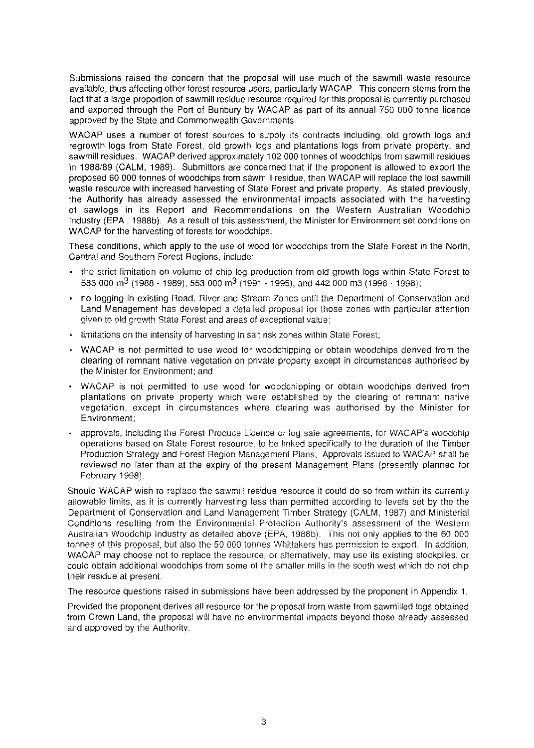Submissions raised the concern that the proposal will use much of the sawmill waste resource available, thus affecting other forest resource users, particularly WACAP. This concern stems from the fact that a large proportion of sawmill residue resource required for this proposal is currently purchased and exported through the Port of Bunbury by WACAP as part of its annual 750 000 tonne licence approved by the State and Commonwealth Governments.

WACAP uses a number of forest sources to supply its contracts including, old growth logs and regrowth logs from State Forest, old growth logs and plantations logs from private property, and sawmill residues. WACAP derived approximately 102 000 tonnes of woodchips from sawmill residues in 1988/89 (CALM, 1989). Submittors are concerned that if the proponent is allowed to export the proposed 60 000 tonnes of woodchips from sawmill residue, then WACAP will replace the lost sawmill waste resource with increased harvesting of State Forest and private property. As stated previously, the Authority has already assessed the environmental impacts associated with the harvesting of sawlogs in its Report and Recommendations on the Western Australian Woodchip Industry (EPA , 1988b). As a result of this assessment, the Minister for Environment set conditions on WACAP for the harvesting of forests for woodchips.

These conditions, which apply to the use of wood for woodchips from the State Forest in the North, Central and Southern Forest Regions, include:

- the strict limitation on volume of chip log production from old growth logs within State Forest to 583 000 $m^3$ (1988 - 1989), 553 000 $m^3$ (1991 - 1995), and 442 000 m3 (1996 - 1998);
- no logging in existing Road, River and Stream Zones until the Department of Conservation and Land Management has developed a detailed proposal for those zones with particular attention given to old growth State Forest and areas of exceptional value;
- limitations on the intensity of harvesting in salt risk zones within State Forest;
- WACAP is not permitted to use wood for woodchipping or obtain woodchips derived from the clearing of remnant native vegetation on private property except in circumstances authorised by the Minister for Environment; and
- WACAP is not permitted to use wood for woodchipping or obtain woodchips derived from plantations on private property which were established by the clearing of remnant native vegetation, except in circumstances where clearing was authorised by the Minister for Environment;
- approvals, including the Forest Produce Licence or log sale agreements, for WACAP's woodchip operations based on State Forest resource, to be linked specifically to the duration of the Timber Production Strategy and Forest Region Management Plans. Approvals issued to WACAP shall be reviewed no later than at the expiry of the present Management Plans (presently planned for February 1998).

Should WACAP wish to replace the sawmill residue resource it could do so from within its currently allowable limits, as it is currently harvesting less than permitted according to levels set by the the Department of Conservation and Land Management Timber Strategy (CALM, 1987) and Ministerial Conditions resulting from the Environmental Protection Authority's assessment of the Western Australian Woodchip Industry as detailed above (EPA, 1988b). This not only applies to the 60 000 tonnes of this proposal, but also the 50 000 tonnes Whittakers has permission to export. In addition, WACAP may choose not to replace the resource, or alternatively, may use its existing stockpiles, or could obtain additional woodchips from some of the smaller mills in the south west which do not chip their residue at present.

The resource questions raised in submissions have been addressed by the proponent in Appendix 1.

Provided the proponent derives all resource for the proposal from waste from sawmilled logs obtained from Crown Land, the proposal will have no environmental impacts beyond those already assessed and approved by the Authority.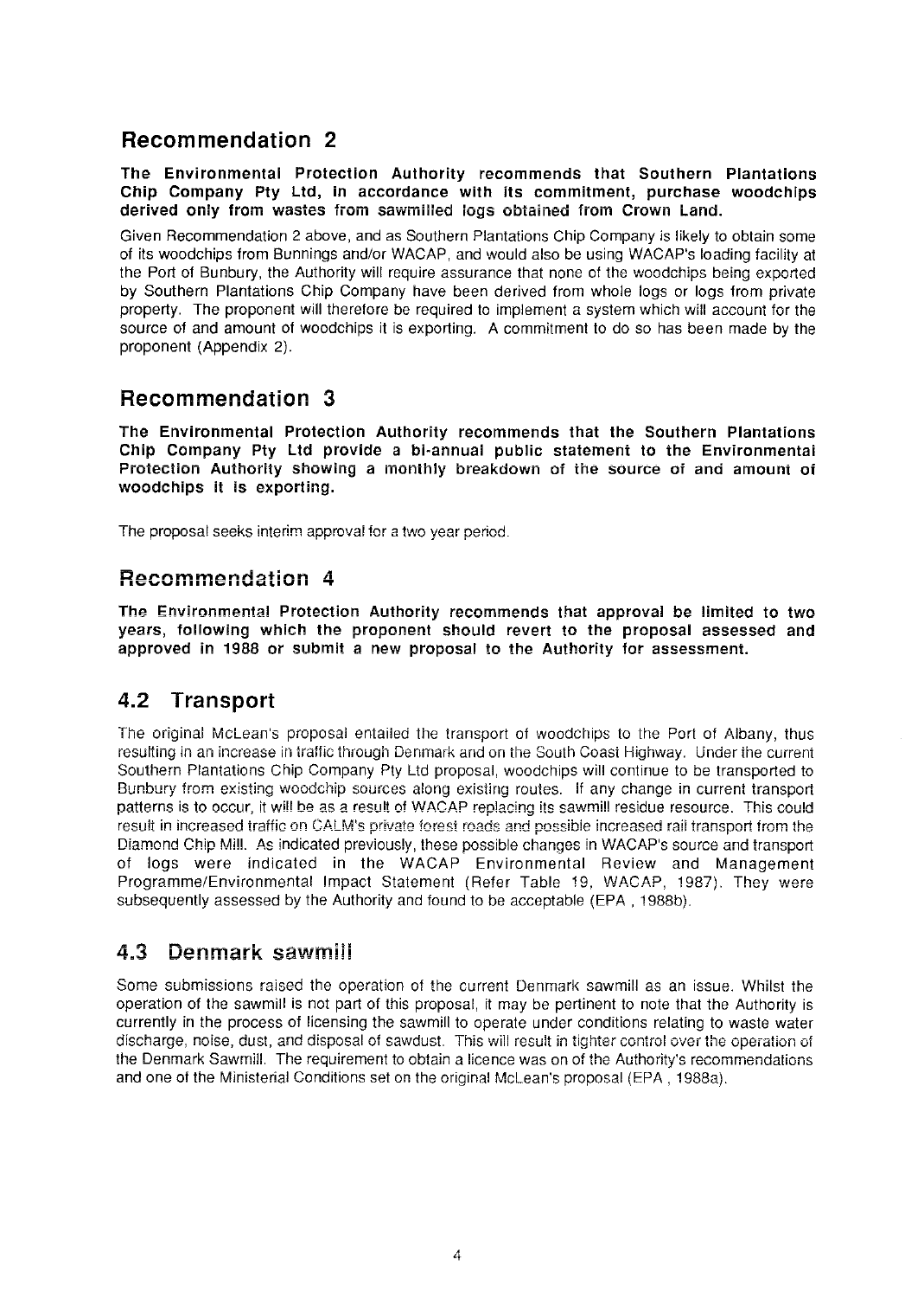## Recommendation 2

**The Environmental Protection Authority recommends that Southern Plantations Chip Company Pty Ltd, in accordance with its commitment, purchase woodchips derived only from wastes from sawmilled logs obtained from Crown Land.**

Given Recommendation 2 above, and as Southern Plantations Chip Company is likely to obtain some of its woodchips from Bunnings and/or WACAP, and would also be using WACAP's loading facility at the Port of Bunbury, the Authority will require assurance that none of the woodchips being exported by Southern Plantations Chip Company have been derived from whole logs or logs from private property. The proponent will therefore be required to implement a system which will account for the source of and amount of woodchips it is exporting. A commitment to do so has been made by the proponent (Appendix 2).

## Recommendation 3

**The Environmental Protection Authority recommends that the Southern Plantations Chip Company Pty Ltd provide a bi-annual public statement to the Environmental Protection Authority showing a monthly breakdown of the source of and amount of woodchips it is exporting.**

The proposal seeks interim approval for a two year period.

## Recommendation 4

**The Environmental Protection Authority recommends that approval be limited to two years, following which the proponent should revert to the proposal assessed and approved in 1988 or submit a new proposal to the Authority for assessment.**

## 4.2 Transport

The original McLean's proposal entailed the transport of woodchips to the Port of Albany, thus resulting in an increase in traffic through Denmark and on the South Coast Highway. Under the current Southern Plantations Chip Company Pty Ltd proposal, woodchips will continue to be transported to Bunbury from existing woodchip sources along existing routes. If any change in current transport patterns is to occur, it will be as a result of WACAP replacing its sawmill residue resource. This could result in increased traffic on CALM's private forest roads and possible increased rail transport from the Diamond Chip Mill. As indicated previously, these possible changes in WACAP's source and transport of logs were indicated in the WACAP Environmental Review and Management Programme/Environmental Impact Statement (Refer Table 19, WACAP, 1987). They were subsequently assessed by the Authority and found to be acceptable (EPA , 1988b).

## 4.3 Denmark sawmill

Some submissions raised the operation of the current Denmark sawmill as an issue. Whilst the operation of the sawmill is not part of this proposal, it may be pertinent to note that the Authority is currently in the process of licensing the sawmill to operate under conditions relating to waste water discharge, noise, dust, and disposal of sawdust. This will result in tighter control over the operation of the Denmark Sawmill. The requirement to obtain a licence was on of the Authority's recommendations and one of the Ministerial Conditions set on the original McLean's proposal (EPA , 1988a).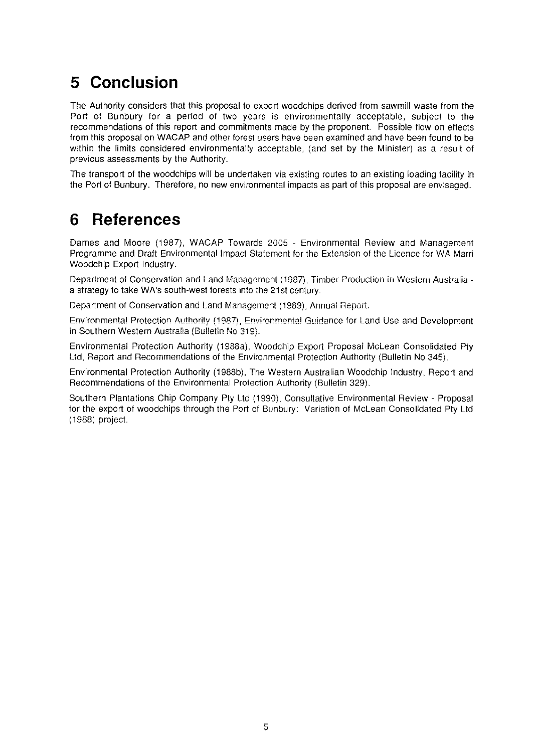# 5 Conclusion

The Authority considers that this proposal to export woodchips derived from sawmill waste from the Port of Bunbury for a period of two years is environmentally acceptable, subject to the recommendations of this report and commitments made by the proponent. Possible flow on effects from this proposal on WACAP and other forest users have been examined and have been found to be within the limits considered environmentally acceptable, (and set by the Minister) as a result of previous assessments by the Authority.

The transport of the woodchips will be undertaken via existing routes to an existing loading facility in the Port of Bunbury. Therefore, no new environmental impacts as part of this proposal are envisaged.

# 6 References

Dames and Moore (1987), WACAP Towards 2005 - Environmental Review and Management Programme and Draft Environmental Impact Statement for the Extension of the Licence for WA Marri Woodchip Export Industry.

Department of Conservation and Land Management (1987), Timber Production in Western Australia - a strategy to take WA's south-west forests into the 21st century.

Department of Conservation and Land Management (1989), Annual Report.

Environmental Protection Authority (1987), Environmental Guidance for Land Use and Development in Southern Western Australia (Bulletin No 319).

Environmental Protection Authority (1988a), Woodchip Export Proposal McLean Consolidated Pty Ltd, Report and Recommendations of the Environmental Protection Authority (Bulletin No 345).

Environmental Protection Authority (1988b), The Western Australian Woodchip Industry, Report and Recommendations of the Environmental Protection Authority (Bulletin 329).

Southern Plantations Chip Company Pty Ltd (1990), Consultative Environmental Review - Proposal for the export of woodchips through the Port of Bunbury: Variation of McLean Consolidated Pty Ltd (1988) project.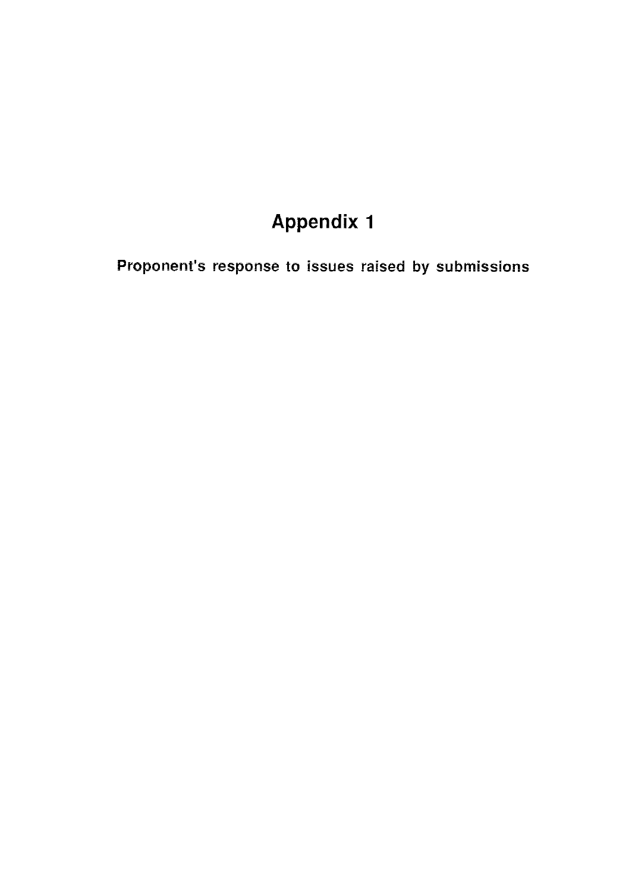# Appendix 1

**Proponent's response to issues raised by submissions**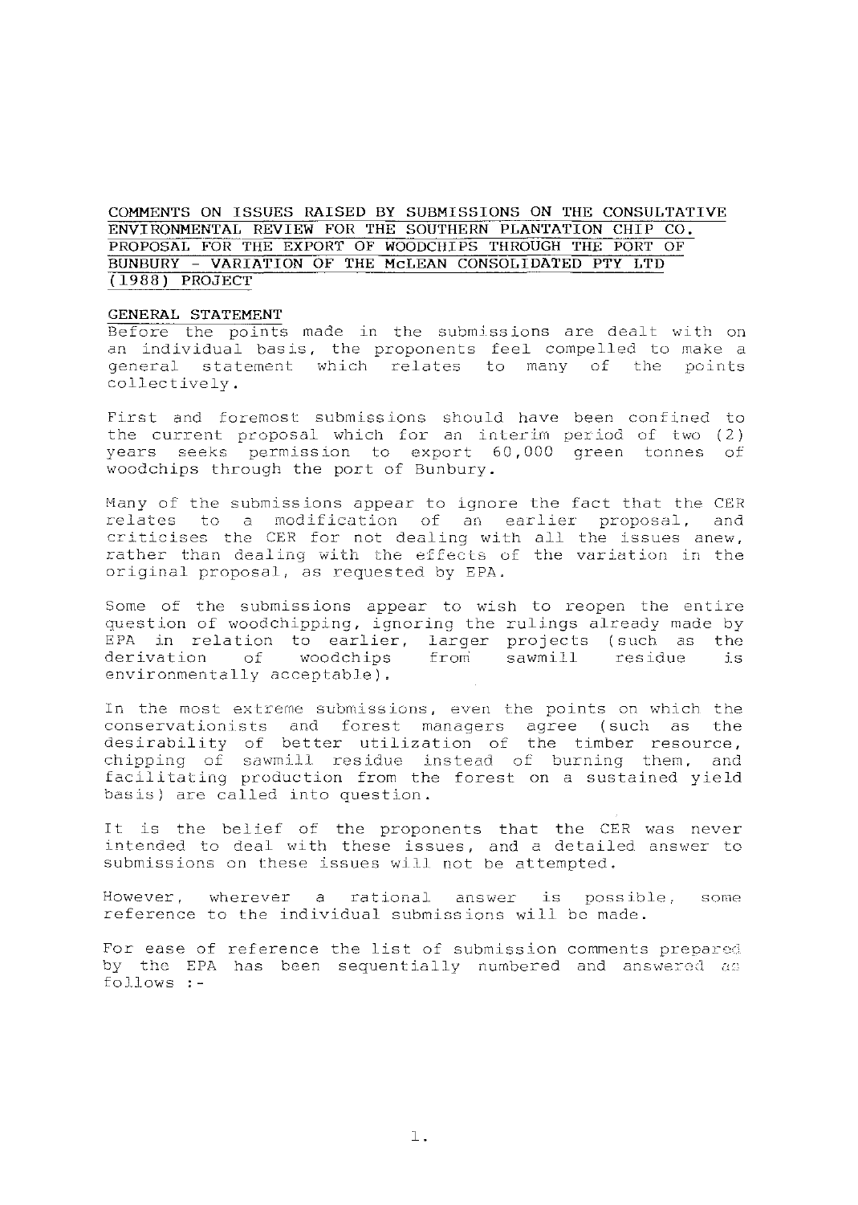## COMMENTS ON ISSUES RAISED BY SUBMISSIONS ON THE CONSULTATIVE ENVIRONMENTAL REVIEW FOR THE SOUTHERN PLANTATION CHIP CO. PROPOSAL FOR THE EXPORT OF WOODCHIPS THROUGH THE PORT OF BUNBURY - VARIATION OF THE McLEAN CONSOLIDATED PTY LTD (1988) PROJECT

### GENERAL STATEMENT

Before the points made in the submissions are dealt with on an individual basis, the proponents feel compelled to make a general statement which relates to many of the points collectively.

First and foremost submissions should have been confined to the current proposal which for an interim period of two (2) years seeks permission to export 60,000 green tonnes of woodchips through the port of Bunbury.

Many of the submissions appear to ignore the fact that the CER relates to a modification of an earlier proposal, and criticises the CER for not dealing with all the issues anew, rather than dealing with the effects of the variation in the original proposal, as requested by EPA.

Some of the submissions appear to wish to reopen the entire question of woodchipping, ignoring the rulings already made by EPA in relation to earlier, larger projects (such as the derivation of woodchips from sawmill residue is environmentally acceptable).

In the most extreme submissions, even the points on which the conservationists and forest managers agree (such as the desirability of better utilization of the timber resource, chipping of sawmill residue instead of burning them, and facilitating production from the forest on a sustained yield basis) are called into question.

It is the belief of the proponents that the CER was never intended to deal with these issues, and a detailed answer to submissions on these issues will not be attempted.

However, wherever a rational answer is possible, some reference to the individual submissions will be made.

For ease of reference the list of submission comments prepared by the EPA has been sequentially numbered and answered as follows :-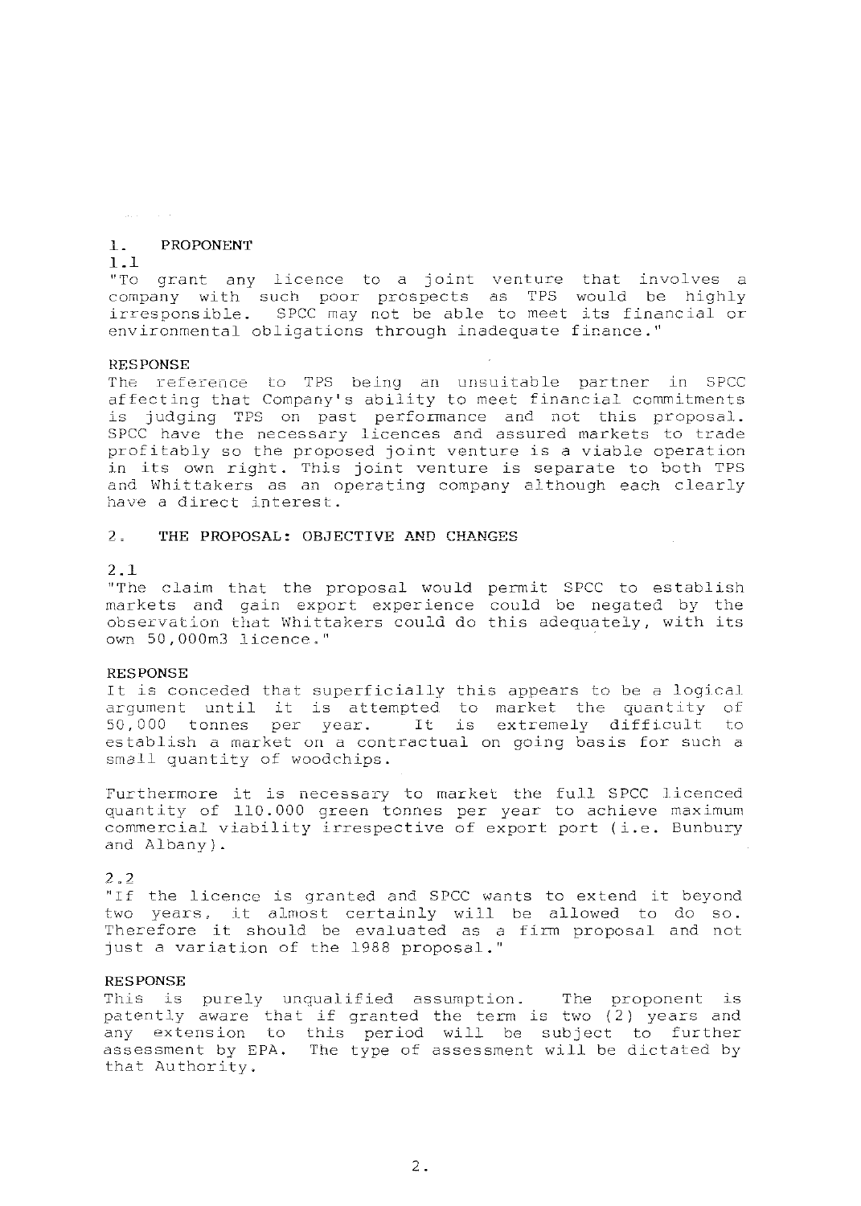## 1. PROPONENT

1.1

"To grant any licence to a joint venture that involves a company with such poor prospects as TPS would be highly irresponsible. SPCC may not be able to meet its financial or environmental obligations through inadequate finance."

**RESPONSE**

The reference to TPS being an unsuitable partner in SPCC affecting that Company's ability to meet financial commitments is judging TPS on past performance and not this proposal. SPCC have the necessary licences and assured markets to trade profitably so the proposed joint venture is a viable operation in its own right. This joint venture is separate to both TPS and Whittakers as an operating company although each clearly have a direct interest.

## 2. THE PROPOSAL: OBJECTIVE AND CHANGES

2.1

"The claim that the proposal would permit SPCC to establish markets and gain export experience could be negated by the observation that Whittakers could do this adequately, with its own 50,000m3 licence."

**RESPONSE**

It is conceded that superficially this appears to be a logical argument until it is attempted to market the quantity of 50,000 tonnes per year. It is extremely difficult to establish a market on a contractual on going basis for such a small quantity of woodchips.

Furthermore it is necessary to market the full SPCC licenced quantity of 110.000 green tonnes per year to achieve maximum commercial viability irrespective of export port (i.e. Bunbury and Albany).

2.2

"If the licence is granted and SPCC wants to extend it beyond two years, it almost certainly will be allowed to do so. Therefore it should be evaluated as a firm proposal and not just a variation of the 1988 proposal."

**RESPONSE**

This is purely unqualified assumption. The proponent is patently aware that if granted the term is two (2) years and any extension to this period will be subject to further assessment by EPA. The type of assessment will be dictated by that Authority.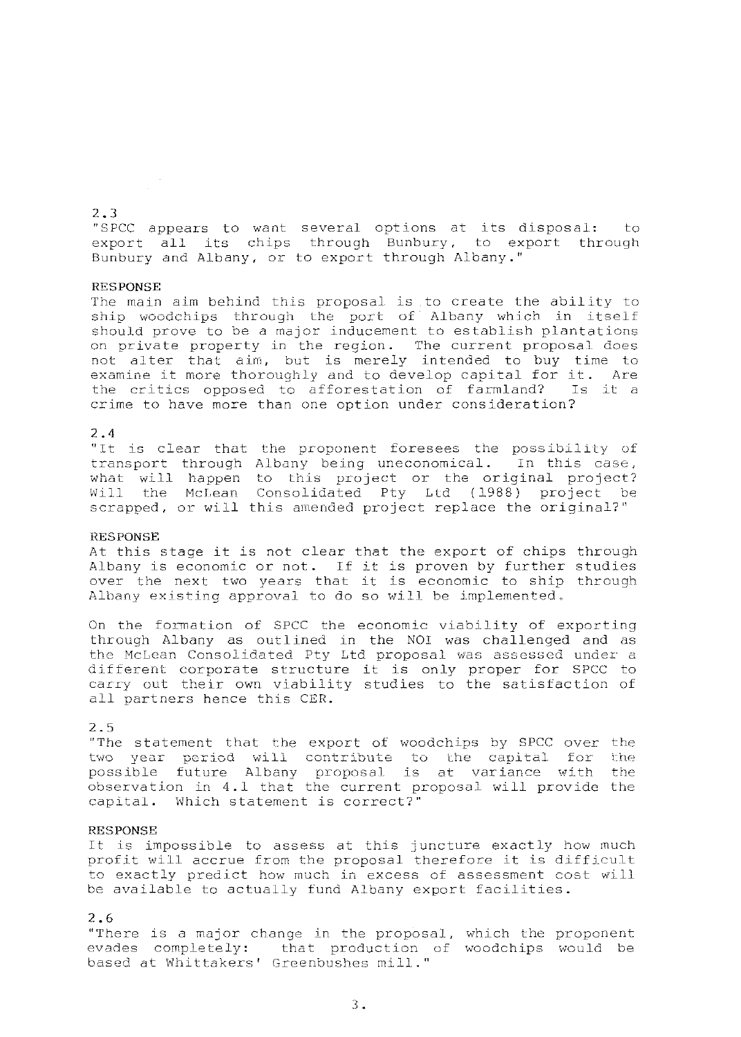2.3

"SPCC appears to want several options at its disposal: to export all its chips through Bunbury, to export through Bunbury and Albany, or to export through Albany."

RESPONSE

The main aim behind this proposal is to create the ability to ship woodchips through the port of Albany which in itself should prove to be a major inducement to establish plantations on private property in the region. The current proposal does not alter that aim, but is merely intended to buy time to examine it more thoroughly and to develop capital for it. Are the critics opposed to afforestation of farmland? Is it a crime to have more than one option under consideration?

2.4

"It is clear that the proponent foresees the possibility of transport through Albany being uneconomical. In this case, what will happen to this project or the original project? Will the McLean Consolidated Pty Ltd (1988) project be scrapped, or will this amended project replace the original?"

RESPONSE

At this stage it is not clear that the export of chips through Albany is economic or not. If it is proven by further studies over the next two years that it is economic to ship through Albany existing approval to do so will be implemented.

On the formation of SPCC the economic viability of exporting through Albany as outlined in the NOI was challenged and as the McLean Consolidated Pty Ltd proposal was assessed under a different corporate structure it is only proper for SPCC to carry out their own viability studies to the satisfaction of all partners hence this CER.

2.5

"The statement that the export of woodchips by SPCC over the two year period will contribute to the capital for the possible future Albany proposal is at variance with the observation in 4.1 that the current proposal will provide the capital. Which statement is correct?"

RESPONSE

It is impossible to assess at this juncture exactly how much profit will accrue from the proposal therefore it is difficult to exactly predict how much in excess of assessment cost will be available to actually fund Albany export facilities.

2.6

"There is a major change in the proposal, which the proponent evades completely: that production of woodchips would be based at Whittakers' Greenbushes mill."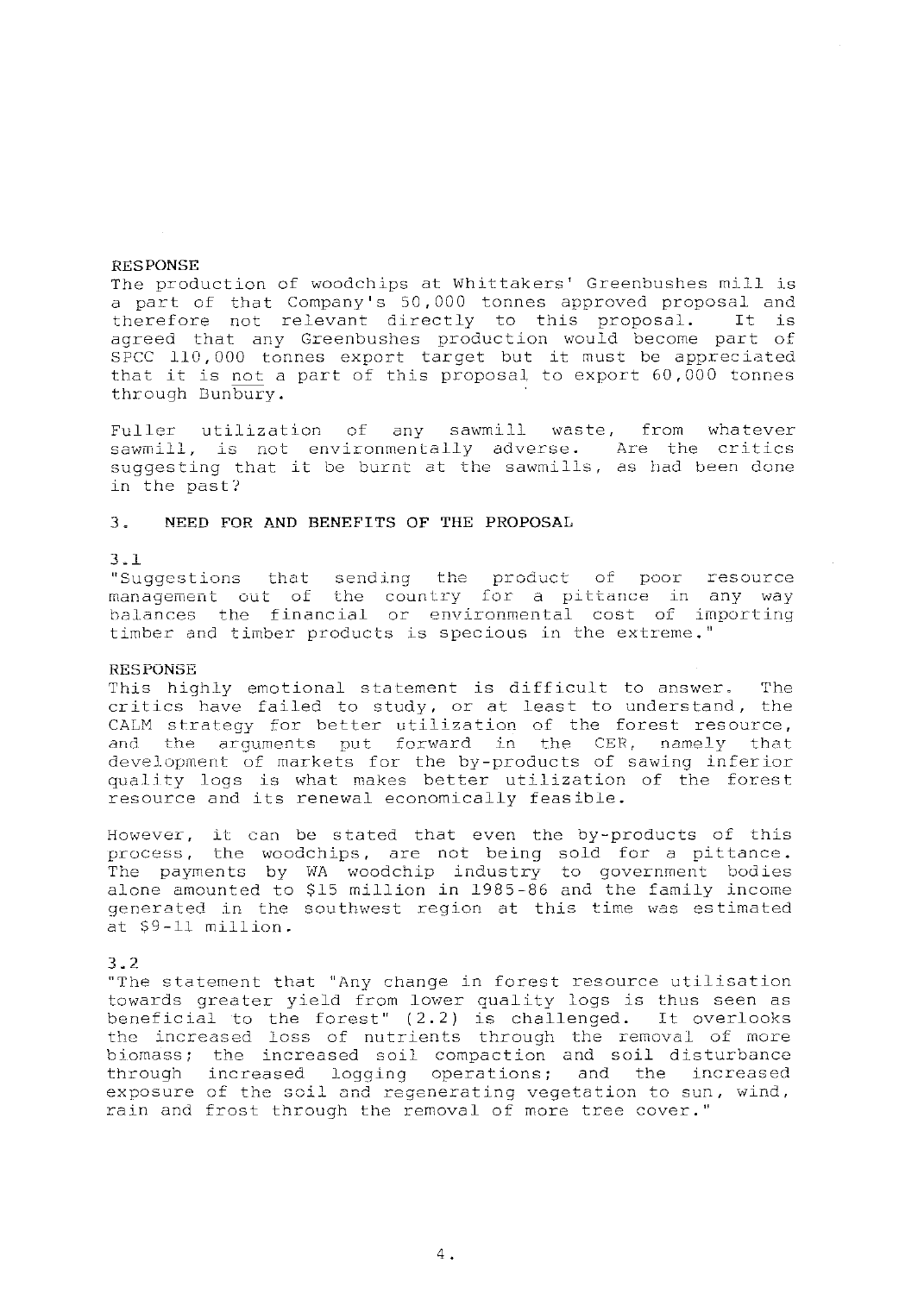RESPONSE

The production of woodchips at Whittakers' Greenbushes mill is a part of that Company's 50,000 tonnes approved proposal and therefore not relevant directly to this proposal. It is agreed that any Greenbushes production would become part of SPCC 110,000 tonnes export target but it must be appreciated that it is not a part of this proposal to export 60,000 tonnes through Bunbury.

Fuller utilization of any sawmill waste, from whatever sawmill, is not environmentally adverse. Are the critics suggesting that it be burnt at the sawmills, as had been done in the past?

## 3. NEED FOR AND BENEFITS OF THE PROPOSAL

3.1

"Suggestions that sending the product of poor resource management out of the country for a pittance in any way balances the financial or environmental cost of importing timber and timber products is specious in the extreme."

RESPONSE

This highly emotional statement is difficult to answer. The critics have failed to study, or at least to understand, the CALM strategy for better utilization of the forest resource, and the arguments put forward in the CER, namely that development of markets for the by-products of sawing inferior quality logs is what makes better utilization of the forest resource and its renewal economically feasible.

However, it can be stated that even the by-products of this process, the woodchips, are not being sold for a pittance. The payments by WA woodchip industry to government bodies alone amounted to $15 million in 1985-86 and the family income generated in the southwest region at this time was estimated at $9-11 million.

3.2

"The statement that "Any change in forest resource utilisation towards greater yield from lower quality logs is thus seen as beneficial to the forest" (2.2) is challenged. It overlooks the increased loss of nutrients through the removal of more biomass; the increased soil compaction and soil disturbance through increased logging operations; and the increased exposure of the soil and regenerating vegetation to sun, wind, rain and frost through the removal of more tree cover."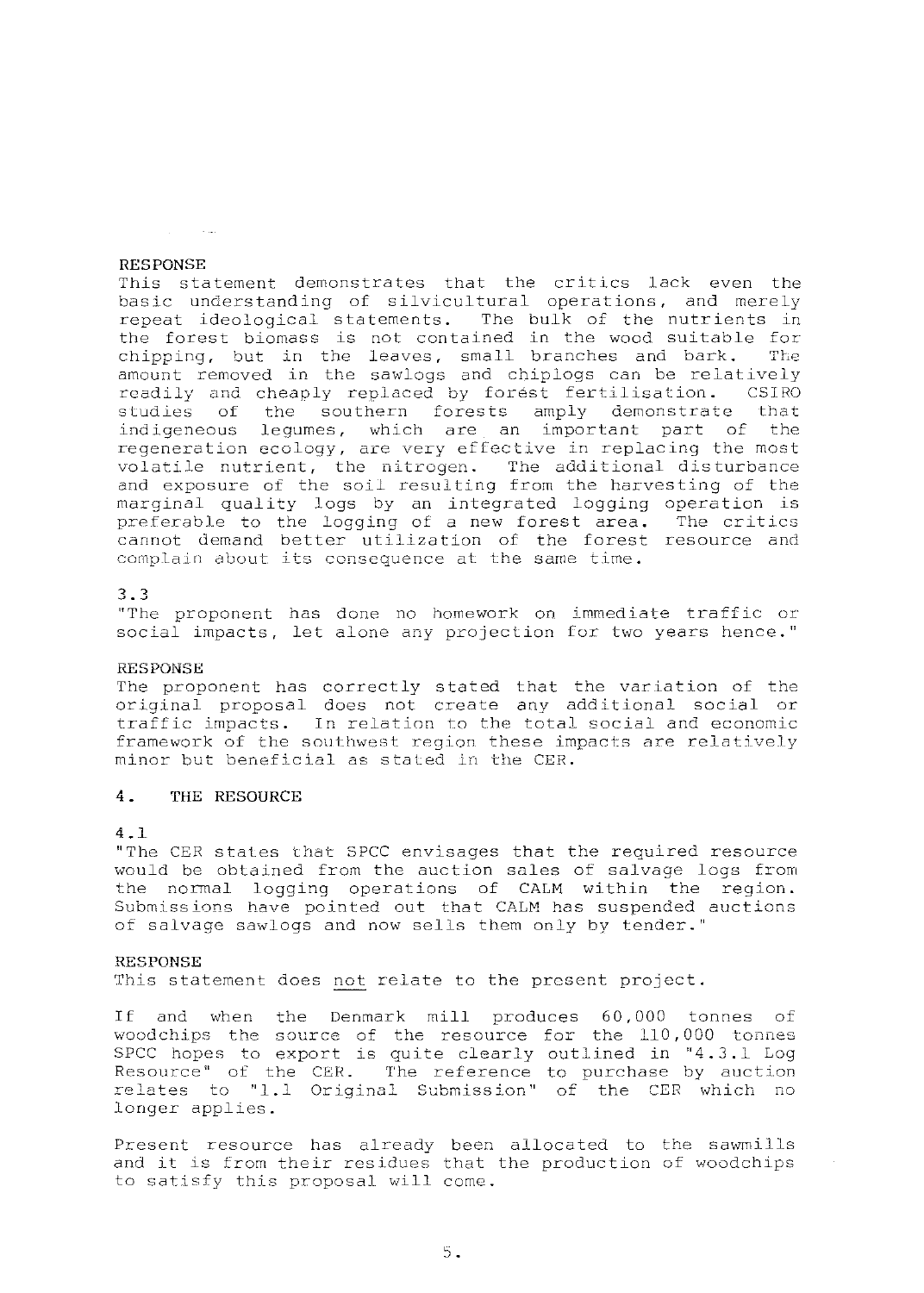RESPONSE

This statement demonstrates that the critics lack even the basic understanding of silvicultural operations, and merely repeat ideological statements. The bulk of the nutrients in the forest biomass is not contained in the wood suitable for chipping, but in the leaves, small branches and bark. The amount removed in the sawlogs and chiplogs can be relatively readily and cheaply replaced by forest fertilisation. CSIRO studies of the southern forests amply demonstrate that indigeneous legumes, which are an important part of the regeneration ecology, are very effective in replacing the most volatile nutrient, the nitrogen. The additional disturbance and exposure of the soil resulting from the harvesting of the marginal quality logs by an integrated logging operation is preferable to the logging of a new forest area. The critics cannot demand better utilization of the forest resource and complain about its consequence at the same time.

3.3

"The proponent has done no homework on immediate traffic or social impacts, let alone any projection for two years hence."

RESPONSE

The proponent has correctly stated that the variation of the original proposal does not create any additional social or traffic impacts. In relation to the total social and economic framework of the southwest region these impacts are relatively minor but beneficial as stated in the CER.

## 4. THE RESOURCE

4.1

"The CER states that SPCC envisages that the required resource would be obtained from the auction sales of salvage logs from the normal logging operations of CALM within the region. Submissions have pointed out that CALM has suspended auctions of salvage sawlogs and now sells them only by tender."

RESPONSE

This statement does not relate to the present project.

If and when the Denmark mill produces 60,000 tonnes of woodchips the source of the resource for the 110,000 tonnes SPCC hopes to export is quite clearly outlined in "4.3.1 Log Resource" of the CER. The reference to purchase by auction relates to "1.1 Original Submission" of the CER which no longer applies.

Present resource has already been allocated to the sawmills and it is from their residues that the production of woodchips to satisfy this proposal will come.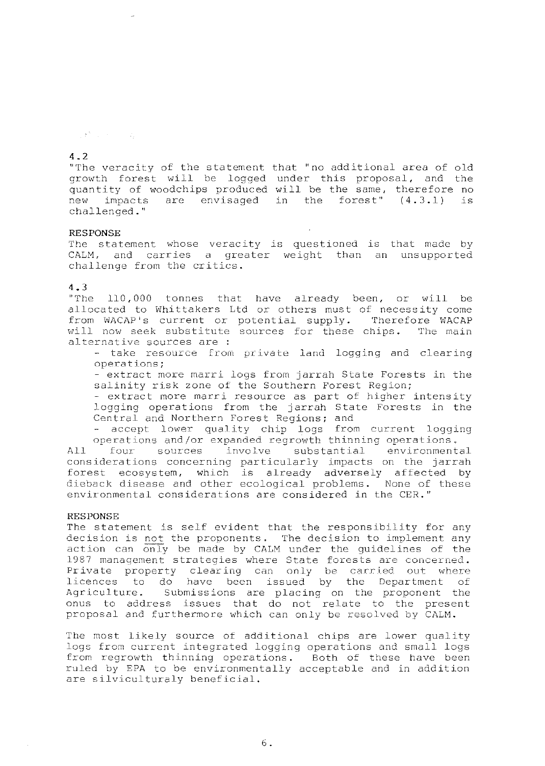4.2

"The veracity of the statement that "no additional area of old growth forest will be logged under this proposal, and the quantity of woodchips produced will be the same, therefore no new impacts are envisaged in the forest" (4.3.1) is challenged."

RESPONSE

The statement whose veracity is questioned is that made by CALM, and carries a greater weight than an unsupported challenge from the critics.

4.3

"The 110,000 tonnes that have already been, or will be allocated to Whittakers Ltd or others must of necessity come from WACAP's current or potential supply. Therefore WACAP will now seek substitute sources for these chips. The main alternative sources are :

- take resource from private land logging and clearing operations;
- extract more marri logs from jarrah State Forests in the salinity risk zone of the Southern Forest Region;
- extract more marri resource as part of higher intensity logging operations from the jarrah State Forests in the Central and Northern Forest Regions; and
- accept lower quality chip logs from current logging operations and/or expanded regrowth thinning operations.

All four sources involve substantial environmental considerations concerning particularly impacts on the jarrah forest ecosystem, which is already adversely affected by dieback disease and other ecological problems. None of these environmental considerations are considered in the CER."

RESPONSE

The statement is self evident that the responsibility for any decision is not the proponents. The decision to implement any action can only be made by CALM under the guidelines of the 1987 management strategies where State forests are concerned. Private property clearing can only be carried out where licences to do have been issued by the Department of Agriculture. Submissions are placing on the proponent the onus to address issues that do not relate to the present proposal and furthermore which can only be resolved by CALM.

The most likely source of additional chips are lower quality logs from current integrated logging operations and small logs from regrowth thinning operations. Both of these have been ruled by EPA to be environmentally acceptable and in addition are silviculturaly beneficial.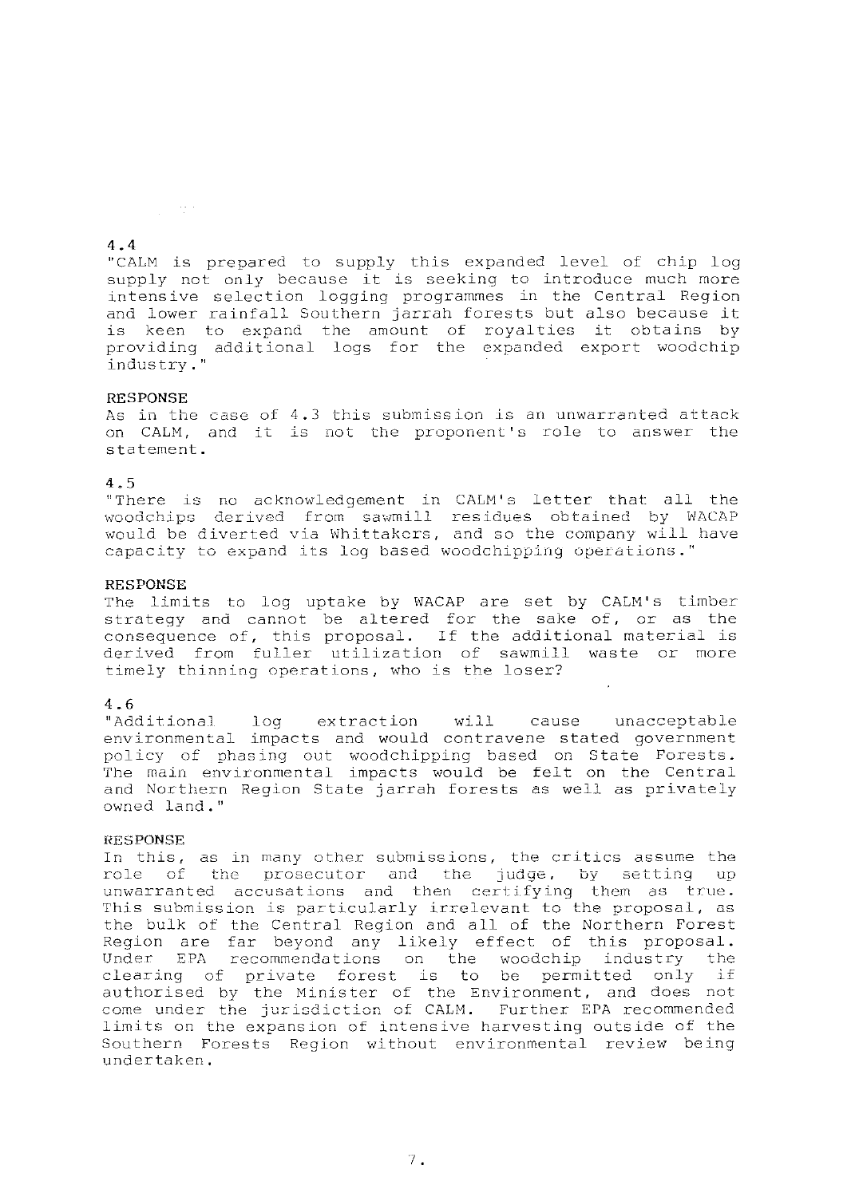4.4

"CALM is prepared to supply this expanded level of chip log supply not only because it is seeking to introduce much more intensive selection logging programmes in the Central Region and lower rainfall Southern jarrah forests but also because it is keen to expand the amount of royalties it obtains by providing additional logs for the expanded export woodchip industry."

RESPONSE

As in the case of 4.3 this submission is an unwarranted attack on CALM, and it is not the proponent's role to answer the statement.

4.5

"There is no acknowledgement in CALM's letter that all the woodchips derived from sawmill residues obtained by WACAP would be diverted via Whittakers, and so the company will have capacity to expand its log based woodchipping operations."

RESPONSE

The limits to log uptake by WACAP are set by CALM's timber strategy and cannot be altered for the sake of, or as the consequence of, this proposal. If the additional material is derived from fuller utilization of sawmill waste or more timely thinning operations, who is the loser?

4.6

"Additional log extraction will cause unacceptable environmental impacts and would contravene stated government policy of phasing out woodchipping based on State Forests. The main environmental impacts would be felt on the Central and Northern Region State jarrah forests as well as privately owned land."

RESPONSE

In this, as in many other submissions, the critics assume the role of the prosecutor and the judge, by setting up unwarranted accusations and then certifying them as true. This submission is particularly irrelevant to the proposal, as the bulk of the Central Region and all of the Northern Forest Region are far beyond any likely effect of this proposal. Under EPA recommendations on the woodchip industry the clearing of private forest is to be permitted only if authorised by the Minister of the Environment, and does not come under the jurisdiction of CALM. Further EPA recommended limits on the expansion of intensive harvesting outside of the Southern Forests Region without environmental review being undertaken.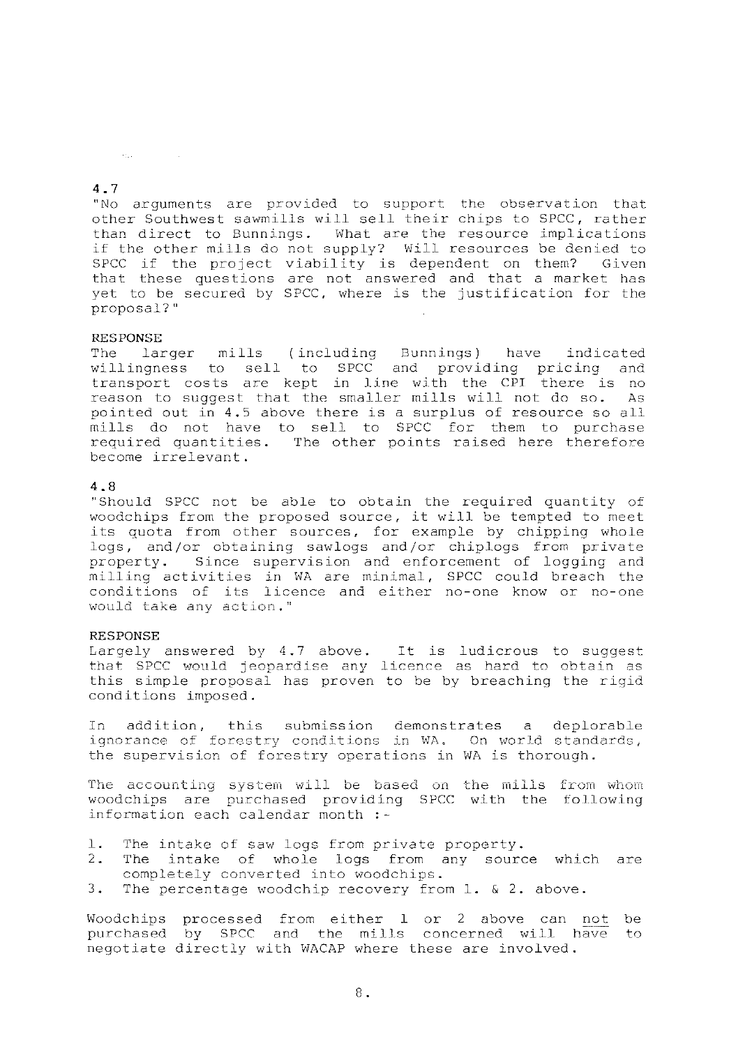4.7

"No arguments are provided to support the observation that other Southwest sawmills will sell their chips to SPCC, rather than direct to Bunnings. What are the resource implications if the other mills do not supply? Will resources be denied to SPCC if the project viability is dependent on them? Given that these questions are not answered and that a market has yet to be secured by SPCC, where is the justification for the proposal?"

RESPONSE

The larger mills (including Bunnings) have indicated willingness to sell to SPCC and providing pricing and transport costs are kept in line with the CPI there is no reason to suggest that the smaller mills will not do so. As pointed out in 4.5 above there is a surplus of resource so all mills do not have to sell to SPCC for them to purchase required quantities. The other points raised here therefore become irrelevant.

4.8

"Should SPCC not be able to obtain the required quantity of woodchips from the proposed source, it will be tempted to meet its quota from other sources, for example by chipping whole logs, and/or obtaining sawlogs and/or chiplogs from private property. Since supervision and enforcement of logging and milling activities in WA are minimal, SPCC could breach the conditions of its licence and either no-one know or no-one would take any action."

RESPONSE

Largely answered by 4.7 above. It is ludicrous to suggest that SPCC would jeopardise any licence as hard to obtain as this simple proposal has proven to be by breaching the rigid conditions imposed.

In addition, this submission demonstrates a deplorable ignorance of forestry conditions in WA. On world standards, the supervision of forestry operations in WA is thorough.

The accounting system will be based on the mills from whom woodchips are purchased providing SPCC with the following information each calendar month :-

1. The intake of saw logs from private property.
2. The intake of whole logs from any source which are completely converted into woodchips.
3. The percentage woodchip recovery from 1. & 2. above.

Woodchips processed from either 1 or 2 above can <u>not</u> be purchased by SPCC and the mills concerned will have to negotiate directly with WACAP where these are involved.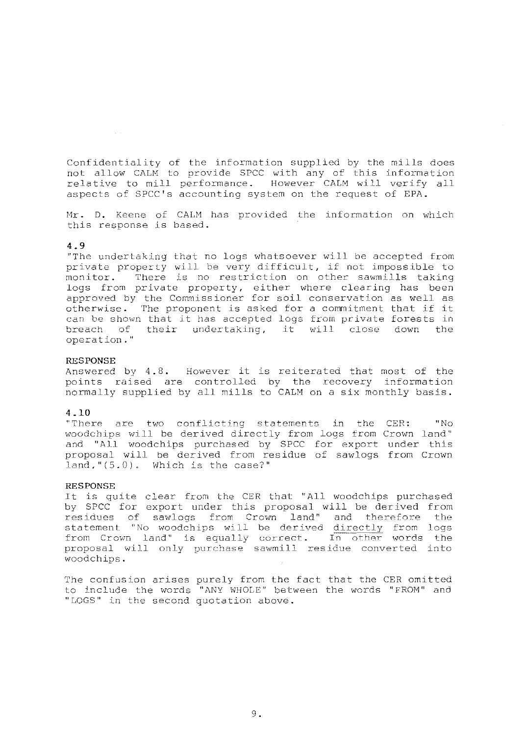Confidentiality of the information supplied by the mills does not allow CALM to provide SPCC with any of this information relative to mill performance. However CALM will verify all aspects of SPCC's accounting system on the request of EPA.

Mr. D. Keene of CALM has provided the information on which this response is based.

### 4.9

"The undertaking that no logs whatsoever will be accepted from private property will be very difficult, if not impossible to monitor. There is no restriction on other sawmills taking logs from private property, either where clearing has been approved by the Commissioner for soil conservation as well as otherwise. The proponent is asked for a commitment that if it can be shown that it has accepted logs from private forests in breach of their undertaking, it will close down the operation."

**RESPONSE**

Answered by 4.8. However it is reiterated that most of the points raised are controlled by the recovery information normally supplied by all mills to CALM on a six monthly basis.

### 4.10

"There are two conflicting statements in the CER: "No woodchips will be derived directly from logs from Crown land" and "All woodchips purchased by SPCC for export under this proposal will be derived from residue of sawlogs from Crown land."(5.0). Which is the case?"

**RESPONSE**

It is quite clear from the CER that "All woodchips purchased by SPCC for export under this proposal will be derived from residues of sawlogs from Crown land" and therefore the statement "No woodchips will be derived directly from logs from Crown land" is equally correct. In other words the proposal will only purchase sawmill residue converted into woodchips.

The confusion arises purely from the fact that the CER omitted to include the words "ANY WHOLE" between the words "FROM" and "LOGS" in the second quotation above.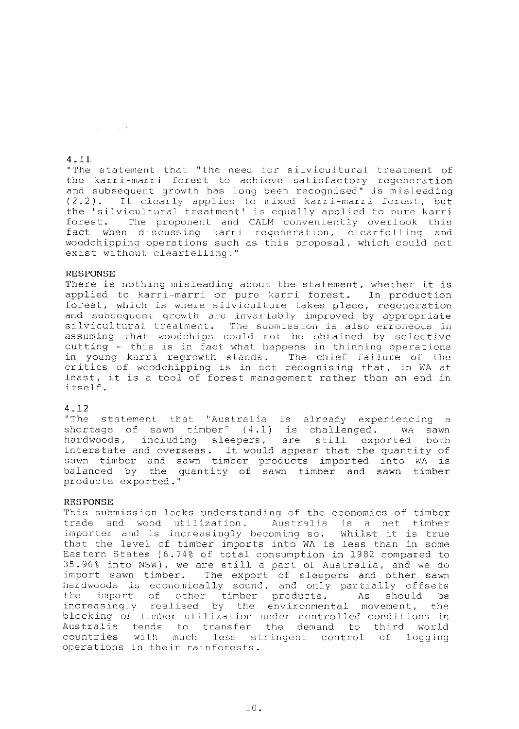4.11

"The statement that "the need for silvicultural treatment of the karri-marri forest to achieve satisfactory regeneration and subsequent growth has long been recognised" is misleading (2.2). It clearly applies to mixed karri-marri forest, but the 'silvicultural treatment' is equally applied to pure karri forest. The proponent and CALM conveniently overlook this fact when discussing karri regeneration, clearfelling and woodchipping operations such as this proposal, which could not exist without clearfelling."

RESPONSE

There is nothing misleading about the statement, whether it is applied to karri-marri or pure karri forest. In production forest, which is where silviculture takes place, regeneration and subsequent growth are invariably improved by appropriate silvicultural treatment. The submission is also erroneous in assuming that woodchips could not be obtained by selective cutting - this is in fact what happens in thinning operations in young karri regrowth stands. The chief failure of the critics of woodchipping is in not recognising that, in WA at least, it is a tool of forest management rather than an end in itself.

4.12

"The statement that "Australia is already experiencing a shortage of sawn timber" (4.1) is challenged. WA sawn hardwoods, including sleepers, are still exported both interstate and overseas. It would appear that the quantity of sawn timber and sawn timber products imported into WA is balanced by the quantity of sawn timber and sawn timber products exported."

RESPONSE

This submission lacks understanding of the economics of timber trade and wood utilization. Australia is a net timber importer and is increasingly becoming so. Whilst it is true that the level of timber imports into WA is less than in some Eastern States (6.74% of total consumption in 1982 compared to 35.96% into NSW), we are still a part of Australia, and we do import sawn timber. The export of sleepers and other sawn hardwoods is economically sound, and only partially offsets the import of other timber products. As should be increasingly realised by the environmental movement, the blocking of timber utilization under controlled conditions in Australia tends to transfer the demand to third world countries with much less stringent control of logging operations in their rainforests.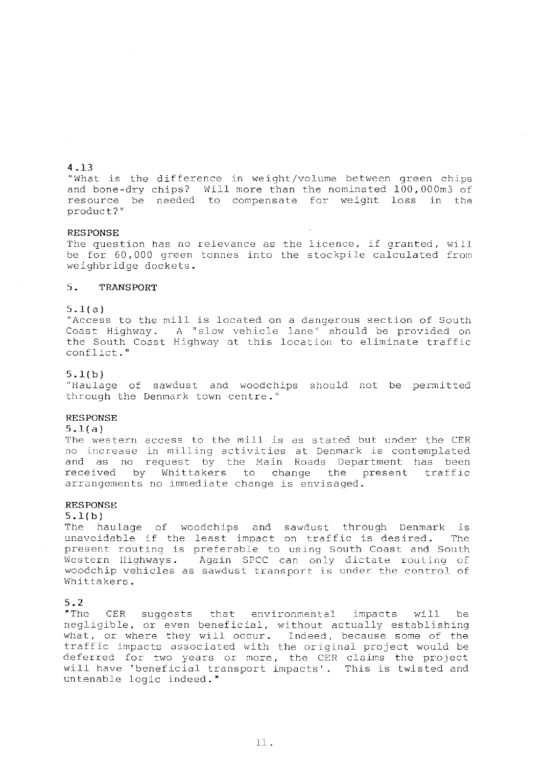4.13

"What is the difference in weight/volume between green chips and bone-dry chips? Will more than the nominated 100,000m3 of resource be needed to compensate for weight loss in the product?"

RESPONSE

The question has no relevance as the licence, if granted, will be for 60,000 green tonnes into the stockpile calculated from weighbridge dockets.

## 5. TRANSPORT

5.1(a)

"Access to the mill is located on a dangerous section of South Coast Highway. A "slow vehicle lane" should be provided on the South Coast Highway at this location to eliminate traffic conflict."

5.1(b)

"Haulage of sawdust and woodchips should not be permitted through the Denmark town centre."

RESPONSE

5.1(a)

The western access to the mill is as stated but under the CER no increase in milling activities at Denmark is contemplated and as no request by the Main Roads Department has been received by Whittakers to change the present traffic arrangements no immediate change is envisaged.

RESPONSE

5.1(b)

The haulage of woodchips and sawdust through Denmark is unavoidable if the least impact on traffic is desired. The present routing is preferable to using South Coast and South Western Highways. Again SPCC can only dictate routing of woodchip vehicles as sawdust transport is under the control of Whittakers.

5.2

"The CER suggests that environmental impacts will be negligible, or even beneficial, without actually establishing what, or where they will occur. Indeed, because some of the traffic impacts associated with the original project would be deferred for two years or more, the CER claims the project will have 'beneficial transport impacts'. This is twisted and untenable logic indeed."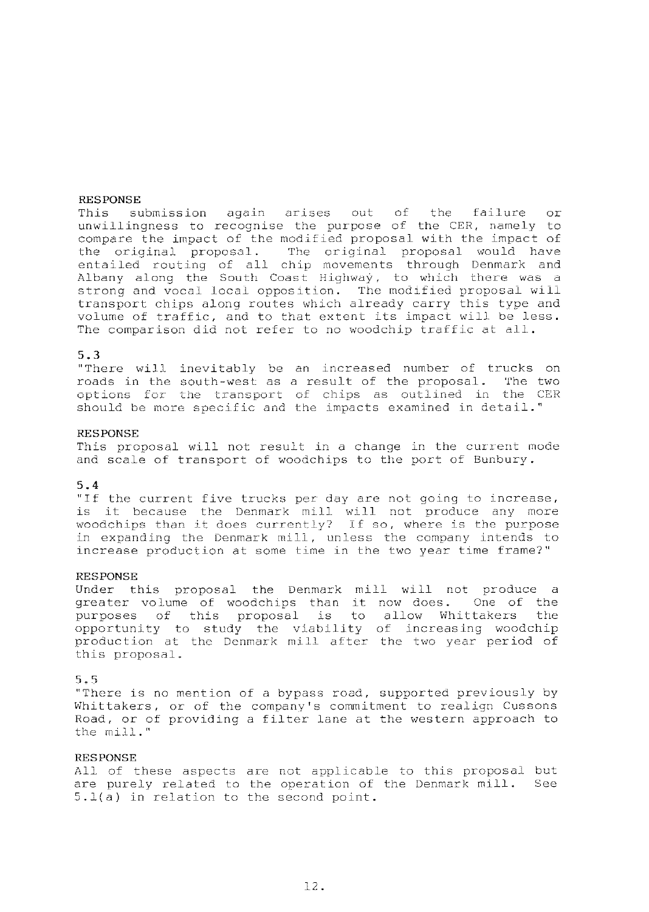**RESPONSE**

This submission again arises out of the failure or unwillingness to recognise the purpose of the CER, namely to compare the impact of the modified proposal with the impact of the original proposal. The original proposal would have entailed routing of all chip movements through Denmark and Albany along the South Coast Highway, to which there was a strong and vocal local opposition. The modified proposal will transport chips along routes which already carry this type and volume of traffic, and to that extent its impact will be less. The comparison did not refer to no woodchip traffic at all.

**5.3**

"There will inevitably be an increased number of trucks on roads in the south-west as a result of the proposal. The two options for the transport of chips as outlined in the CER should be more specific and the impacts examined in detail."

**RESPONSE**

This proposal will not result in a change in the current mode and scale of transport of woodchips to the port of Bunbury.

**5.4**

"If the current five trucks per day are not going to increase, is it because the Denmark mill will not produce any more woodchips than it does currently? If so, where is the purpose in expanding the Denmark mill, unless the company intends to increase production at some time in the two year time frame?"

**RESPONSE**

Under this proposal the Denmark mill will not produce a greater volume of woodchips than it now does. One of the purposes of this proposal is to allow Whittakers the opportunity to study the viability of increasing woodchip production at the Denmark mill after the two year period of this proposal.

**5.5**

"There is no mention of a bypass road, supported previously by Whittakers, or of the company's commitment to realign Cussons Road, or of providing a filter lane at the western approach to the mill."

**RESPONSE**

All of these aspects are not applicable to this proposal but are purely related to the operation of the Denmark mill. See 5.1(a) in relation to the second point.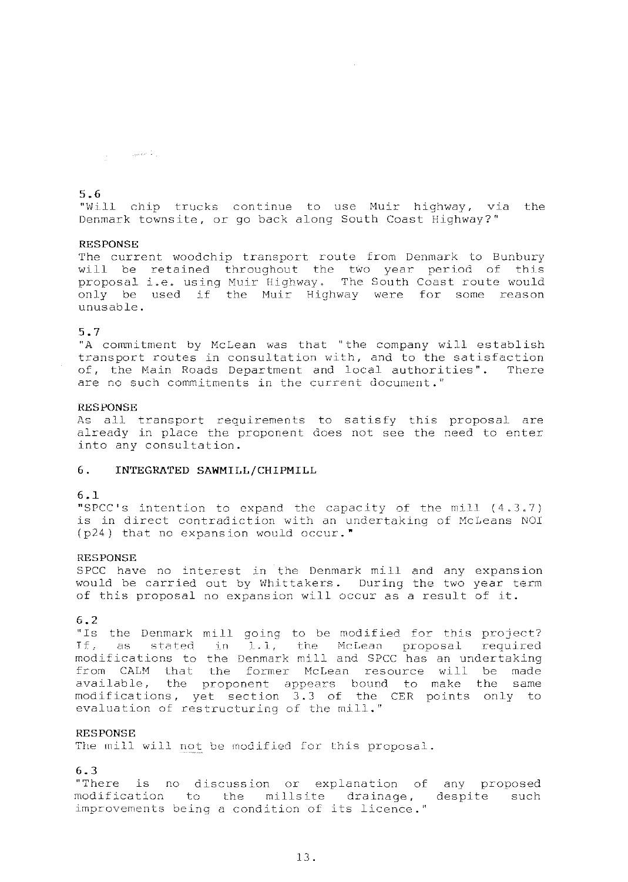5.6

"Will chip trucks continue to use Muir highway, via the Denmark townsite, or go back along South Coast Highway?"

RESPONSE

The current woodchip transport route from Denmark to Bunbury will be retained throughout the two year period of this proposal i.e. using Muir Highway. The South Coast route would only be used if the Muir Highway were for some reason unusable.

5.7

"A commitment by McLean was that "the company will establish transport routes in consultation with, and to the satisfaction of, the Main Roads Department and local authorities". There are no such commitments in the current document."

RESPONSE

As all transport requirements to satisfy this proposal are already in place the proponent does not see the need to enter into any consultation.

## 6. INTEGRATED SAWMILL/CHIPMILL

6.1

"SPCC's intention to expand the capacity of the mill (4.3.7) is in direct contradiction with an undertaking of McLeans NOI (p24) that no expansion would occur."

RESPONSE

SPCC have no interest in the Denmark mill and any expansion would be carried out by Whittakers. During the two year term of this proposal no expansion will occur as a result of it.

6.2

"Is the Denmark mill going to be modified for this project? If, as stated in 1.1, the McLean proposal required modifications to the Denmark mill and SPCC has an undertaking from CALM that the former McLean resource will be made available, the proponent appears bound to make the same modifications, yet section 3.3 of the CER points only to evaluation of restructuring of the mill."

RESPONSE

The mill will not be modified for this proposal.

6.3

"There is no discussion or explanation of any proposed modification to the millsite drainage, despite such improvements being a condition of its licence."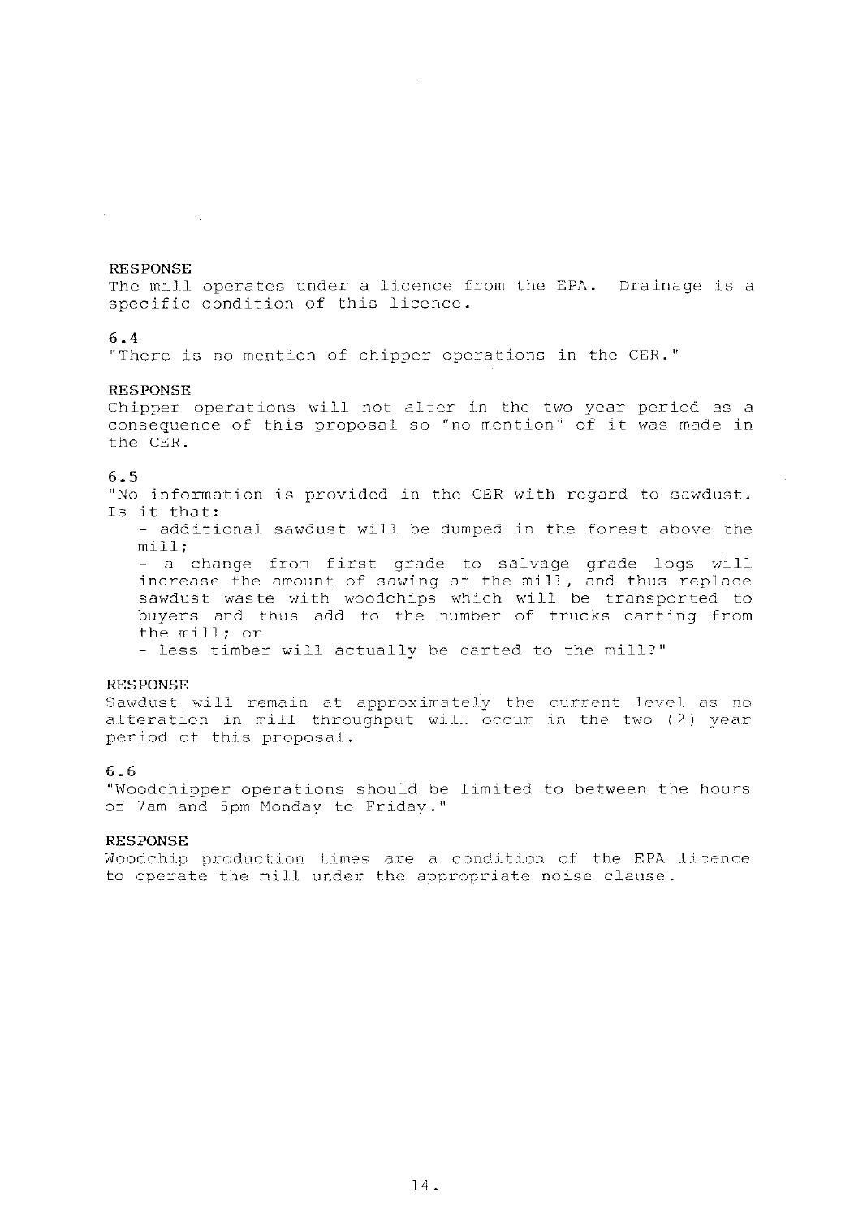**RESPONSE**
The mill operates under a licence from the EPA. Drainage is a specific condition of this licence.

**6.4**
"There is no mention of chipper operations in the CER."

**RESPONSE**
Chipper operations will not alter in the two year period as a consequence of this proposal so "no mention" of it was made in the CER.

**6.5**
"No information is provided in the CER with regard to sawdust. Is it that:

- additional sawdust will be dumped in the forest above the mill;
- a change from first grade to salvage grade logs will increase the amount of sawing at the mill, and thus replace sawdust waste with woodchips which will be transported to buyers and thus add to the number of trucks carting from the mill; or
- less timber will actually be carted to the mill?"

**RESPONSE**
Sawdust will remain at approximately the current level as no alteration in mill throughput will occur in the two (2) year period of this proposal.

**6.6**
"Woodchipper operations should be limited to between the hours of 7am and 5pm Monday to Friday."

**RESPONSE**
Woodchip production times are a condition of the EPA licence to operate the mill under the appropriate noise clause.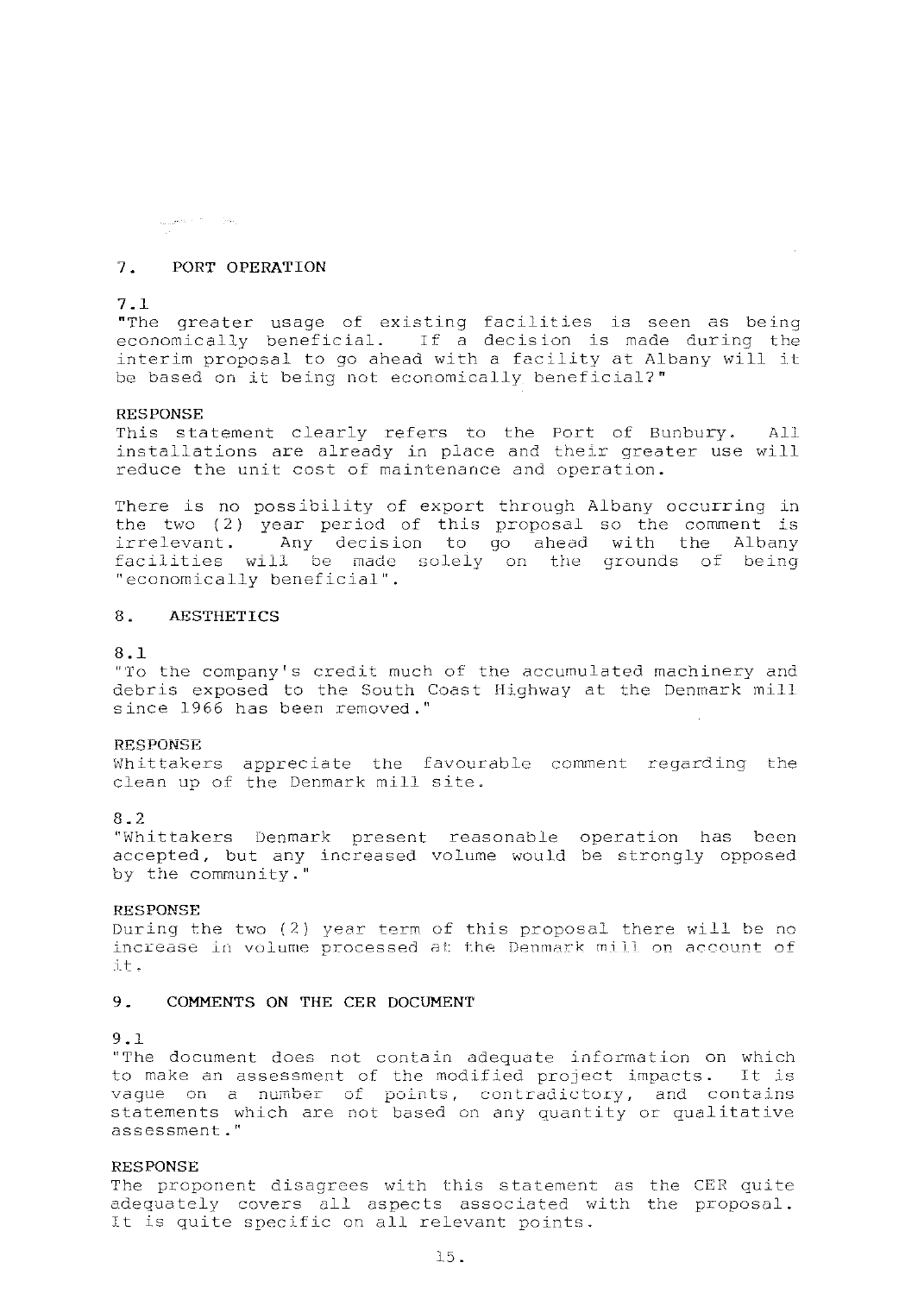## 7. PORT OPERATION

7.1

"The greater usage of existing facilities is seen as being economically beneficial. If a decision is made during the interim proposal to go ahead with a facility at Albany will it be based on it being not economically beneficial?"

RESPONSE

This statement clearly refers to the Port of Bunbury. All installations are already in place and their greater use will reduce the unit cost of maintenance and operation.

There is no possibility of export through Albany occurring in the two (2) year period of this proposal so the comment is irrelevant. Any decision to go ahead with the Albany facilities will be made solely on the grounds of being "economically beneficial".

## 8. AESTHETICS

8.1

"To the company's credit much of the accumulated machinery and debris exposed to the South Coast Highway at the Denmark mill since 1966 has been removed."

RESPONSE

Whittakers appreciate the favourable comment regarding the clean up of the Denmark mill site.

8.2

"Whittakers Denmark present reasonable operation has been accepted, but any increased volume would be strongly opposed by the community."

RESPONSE

During the two (2) year term of this proposal there will be no increase in volume processed at the Denmark mill on account of it.

## 9. COMMENTS ON THE CER DOCUMENT

9.1

"The document does not contain adequate information on which to make an assessment of the modified project impacts. It is vague on a number of points, contradictory, and contains statements which are not based on any quantity or qualitative assessment."

RESPONSE

The proponent disagrees with this statement as the CER quite adequately covers all aspects associated with the proposal. It is quite specific on all relevant points.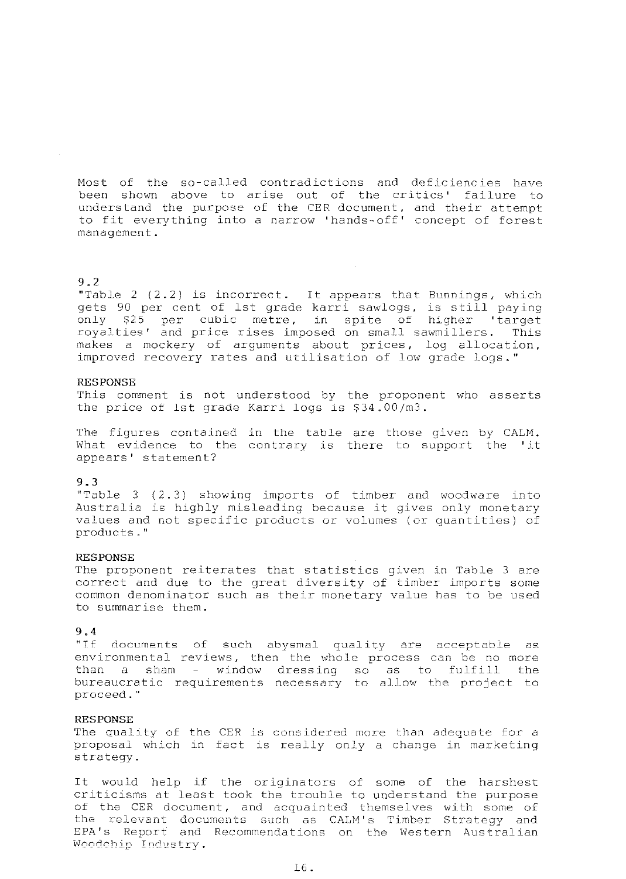Most of the so-called contradictions and deficiencies have been shown above to arise out of the critics' failure to understand the purpose of the CER document, and their attempt to fit everything into a narrow 'hands-off' concept of forest management.

## 9.2

"Table 2 (2.2) is incorrect. It appears that Bunnings, which gets 90 per cent of 1st grade karri sawlogs, is still paying only $25 per cubic metre, in spite of higher 'target royalties' and price rises imposed on small sawmillers. This makes a mockery of arguments about prices, log allocation, improved recovery rates and utilisation of low grade logs."

**RESPONSE**

This comment is not understood by the proponent who asserts the price of 1st grade Karri logs is $34.00/m3.

The figures contained in the table are those given by CALM. What evidence to the contrary is there to support the 'it appears' statement?

## 9.3

"Table 3 (2.3) showing imports of timber and woodware into Australia is highly misleading because it gives only monetary values and not specific products or volumes (or quantities) of products."

**RESPONSE**

The proponent reiterates that statistics given in Table 3 are correct and due to the great diversity of timber imports some common denominator such as their monetary value has to be used to summarise them.

## 9.4

"If documents of such abysmal quality are acceptable as environmental reviews, then the whole process can be no more than a sham - window dressing so as to fulfill the bureaucratic requirements necessary to allow the project to proceed."

**RESPONSE**

The quality of the CER is considered more than adequate for a proposal which in fact is really only a change in marketing strategy.

It would help if the originators of some of the harshest criticisms at least took the trouble to understand the purpose of the CER document, and acquainted themselves with some of the relevant documents such as CALM's Timber Strategy and EPA's Report and Recommendations on the Western Australian Woodchip Industry.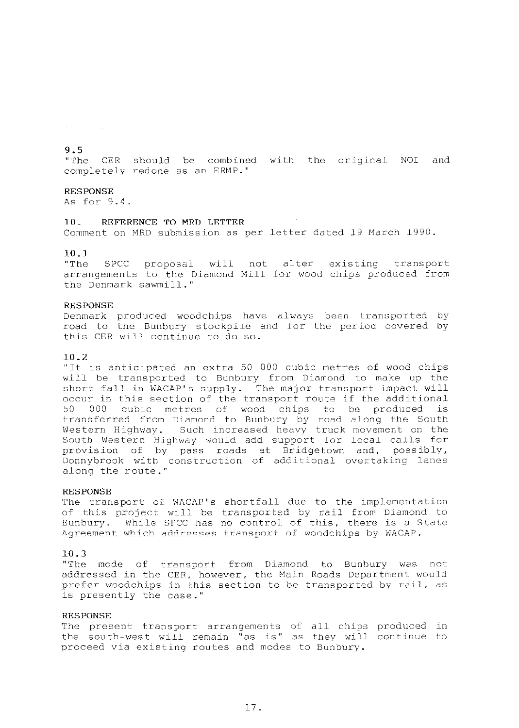### 9.5

"The CER should be combined with the original NOI and completely redone as an ERMP."

**RESPONSE**

As for 9.4.

## 10. REFERENCE TO MRD LETTER

Comment on MRD submission as per letter dated 19 March 1990.

### 10.1

"The SPCC proposal will not alter existing transport arrangements to the Diamond Mill for wood chips produced from the Denmark sawmill."

**RESPONSE**

Denmark produced woodchips have always been transported by road to the Bunbury stockpile and for the period covered by this CER will continue to do so.

### 10.2

"It is anticipated an extra 50 000 cubic metres of wood chips will be transported to Bunbury from Diamond to make up the short fall in WACAP's supply. The major transport impact will occur in this section of the transport route if the additional 50 000 cubic metres of wood chips to be produced is transferred from Diamond to Bunbury by road along the South Western Highway. Such increased heavy truck movement on the South Western Highway would add support for local calls for provision of by pass roads at Bridgetown and, possibly, Donnybrook with construction of additional overtaking lanes along the route."

**RESPONSE**

The transport of WACAP's shortfall due to the implementation of this project will be transported by rail from Diamond to Bunbury. While SPCC has no control of this, there is a State Agreement which addresses transport of woodchips by WACAP.

### 10.3

"The mode of transport from Diamond to Bunbury was not addressed in the CER, however, the Main Roads Department would prefer woodchips in this section to be transported by rail, as is presently the case."

**RESPONSE**

The present transport arrangements of all chips produced in the south-west will remain "as is" as they will continue to proceed via existing routes and modes to Bunbury.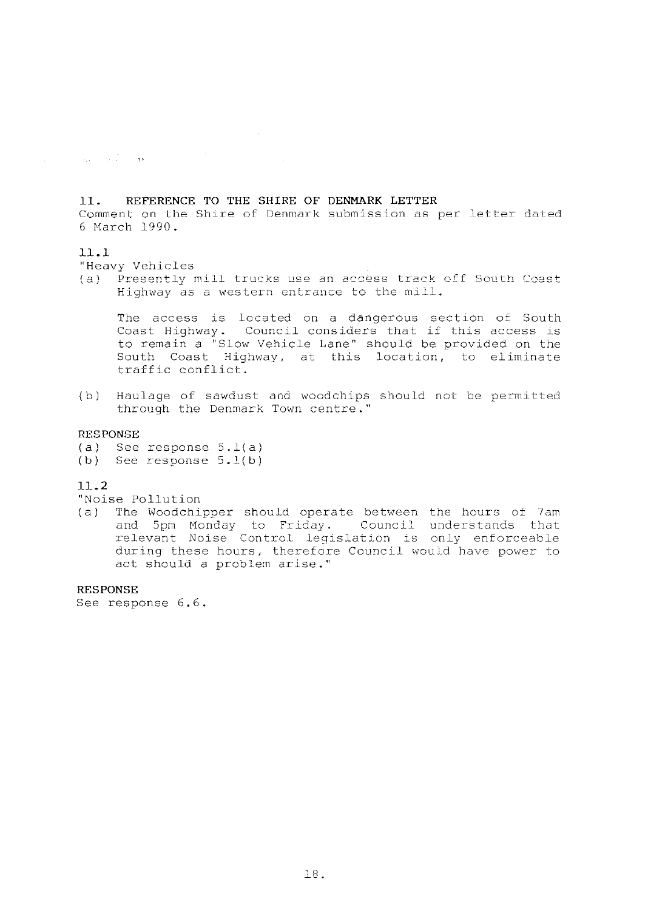## 11. REFERENCE TO THE SHIRE OF DENMARK LETTER

Comment on the Shire of Denmark submission as per letter dated 6 March 1990.

### 11.1

"Heavy Vehicles

(a) Presently mill trucks use an access track off South Coast Highway as a western entrance to the mill.

    The access is located on a dangerous section of South Coast Highway. Council considers that if this access is to remain a "Slow Vehicle Lane" should be provided on the South Coast Highway, at this location, to eliminate traffic conflict.

(b) Haulage of sawdust and woodchips should not be permitted through the Denmark Town centre."

**RESPONSE**

(a) See response 5.1(a)
(b) See response 5.1(b)

### 11.2

"Noise Pollution

(a) The Woodchipper should operate between the hours of 7am and 5pm Monday to Friday. Council understands that relevant Noise Control legislation is only enforceable during these hours, therefore Council would have power to act should a problem arise."

**RESPONSE**

See response 6.6.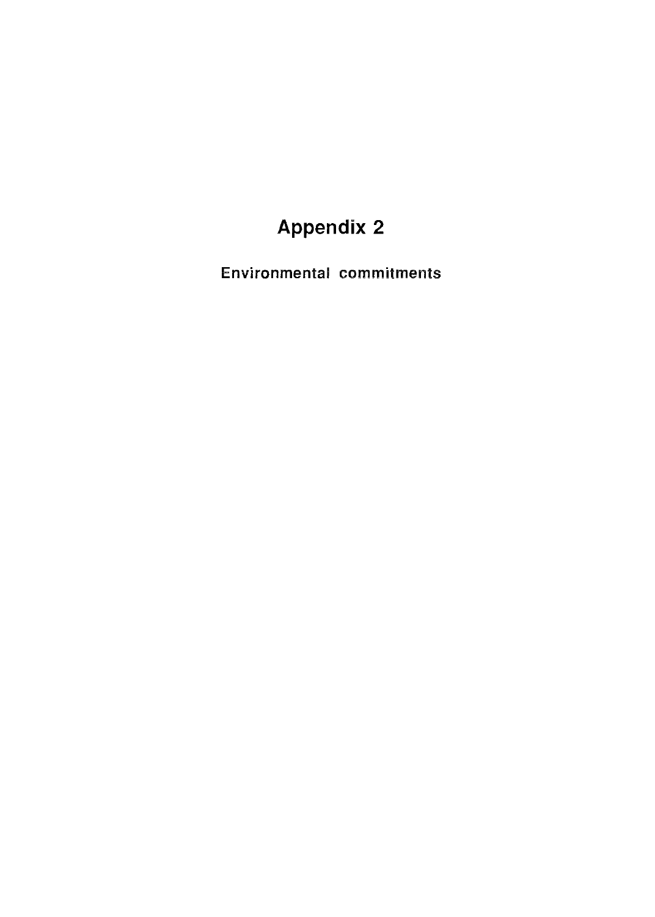# Appendix 2

**Environmental commitments**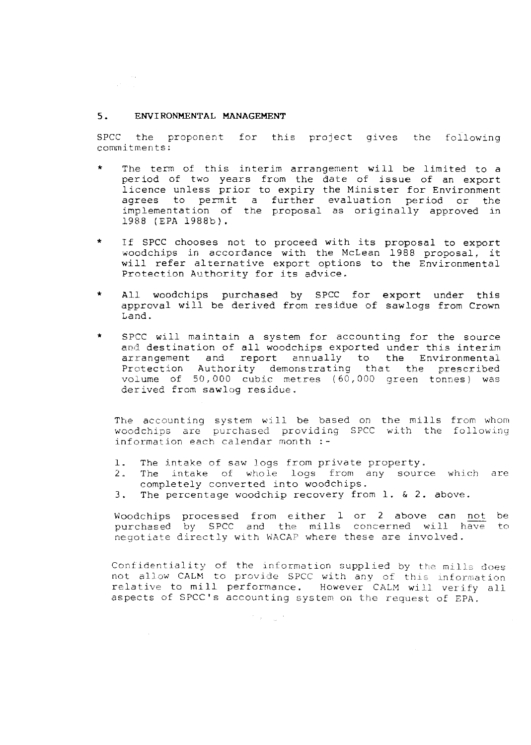## 5. ENVIRONMENTAL MANAGEMENT

SPCC the proponent for this project gives the following commitments:

* The term of this interim arrangement will be limited to a period of two years from the date of issue of an export licence unless prior to expiry the Minister for Environment agrees to permit a further evaluation period or the implementation of the proposal as originally approved in 1988 (EPA 1988b).

* If SPCC chooses not to proceed with its proposal to export woodchips in accordance with the McLean 1988 proposal, it will refer alternative export options to the Environmental Protection Authority for its advice.

* All woodchips purchased by SPCC for export under this approval will be derived from residue of sawlogs from Crown Land.

* SPCC will maintain a system for accounting for the source and destination of all woodchips exported under this interim arrangement and report annually to the Environmental Protection Authority demonstrating that the prescribed volume of 50,000 cubic metres (60,000 green tonnes) was derived from sawlog residue.

The accounting system will be based on the mills from whom woodchips are purchased providing SPCC with the following information each calendar month :-

1. The intake of saw logs from private property.
2. The intake of whole logs from any source which are completely converted into woodchips.
3. The percentage woodchip recovery from 1. & 2. above.

Woodchips processed from either 1 or 2 above can not be purchased by SPCC and the mills concerned will have to negotiate directly with WACAP where these are involved.

Confidentiality of the information supplied by the mills does not allow CALM to provide SPCC with any of this information relative to mill performance. However CALM will verify all aspects of SPCC's accounting system on the request of EPA.